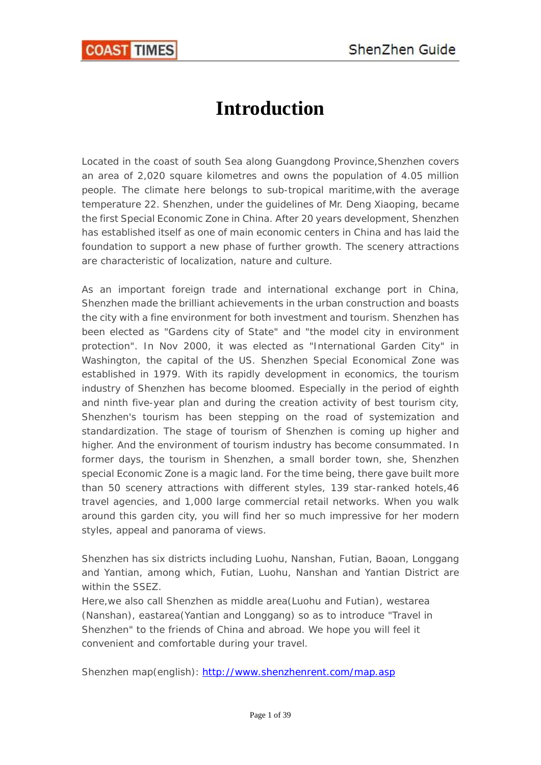# Introduction

Located in the coast of south Sea along Guangdong Province,Shenzhen covers an area of 2,020 square kilometres and owns the population of 4.05 million people. The climate here belongs to sub-tropical maritime,with the average temperature 22. Shenzhen, under the guidelines of Mr. Deng Xiaoping, became the first Special Economic Zone in China. After 20 years development, Shenzhen has established itself as one of main economic centers in China and has laid the foundation to support a new phase of further growth. The scenery attractions are characteristic of localization, nature and culture.

As an important foreign trade and international exchange port in China, Shenzhen made the brilliant achievements in the urban construction and boasts the city with a fine environment for both investment and tourism. Shenzhen has been elected as "Gardens city of State" and "the model city in environment protection". In Nov 2000, it was elected as "International Garden City" in Washington, the capital of the US. Shenzhen Special Economical Zone was established in 1979. With its rapidly development in economics, the tourism industry of Shenzhen has become bloomed. Especially in the period of eighth and ninth five-year plan and during the creation activity of best tourism city, Shenzhen's tourism has been stepping on the road of systemization and standardization. The stage of tourism of Shenzhen is coming up higher and higher. And the environment of tourism industry has become consummated. In former days, the tourism in Shenzhen, a small border town, she, Shenzhen special Economic Zone is a magic land. For the time being, there gave built more than 50 scenery attractions with different styles, 139 star-ranked hotels,46 travel agencies, and 1,000 large commercial retail networks. When you walk around this garden city, you will find her so much impressive for her modern styles, appeal and panorama of views.

Shenzhen has six districts including Luohu, Nanshan, Futian, Baoan, Longgang and Yantian, among which, Futian, Luohu, Nanshan and Yantian District are within the SSEZ.
Here,we also call Shenzhen as middle area(Luohu and Futian), westarea (Nanshan), eastarea(Yantian and Longgang) so as to introduce "Travel in Shenzhen" to the friends of China and abroad. We hope you will feel it convenient and comfortable during your travel.

Shenzhen map(english): http://www.shenzhenrent.com/map.asp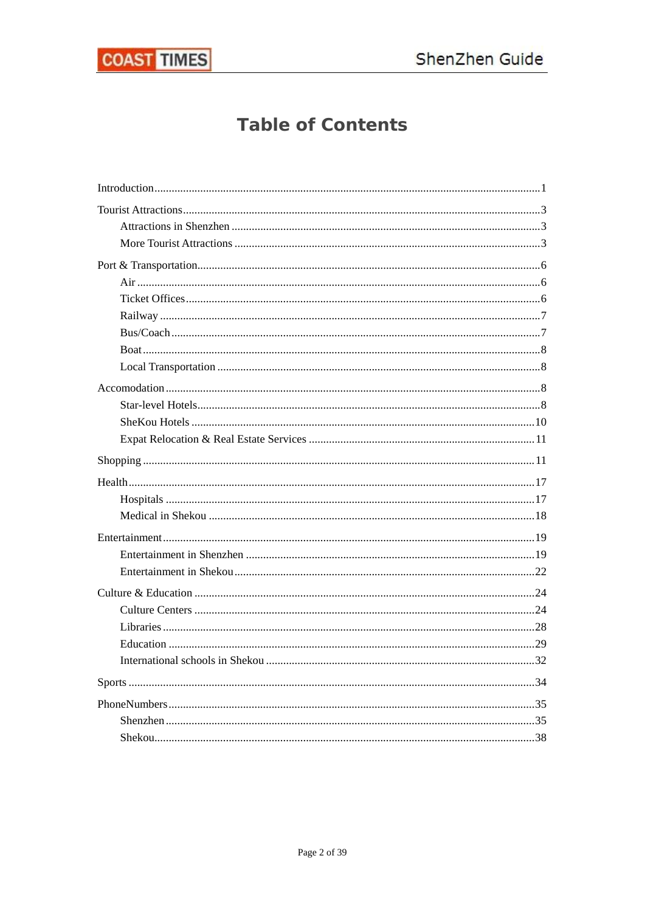# Table of Contents

- Introduction ..... 1
- Tourist Attractions ..... 3
  - Attractions in Shenzhen ..... 3
  - More Tourist Attractions ..... 3
- Port & Transportation ..... 6
  - Air ..... 6
  - Ticket Offices ..... 6
  - Railway ..... 7
  - Bus/Coach ..... 7
  - Boat ..... 8
  - Local Transportation ..... 8
- Accomodation ..... 8
  - Star-level Hotels ..... 8
  - SheKou Hotels ..... 10
  - Expat Relocation & Real Estate Services ..... 11
- Shopping ..... 11
- Health ..... 17
  - Hospitals ..... 17
  - Medical in Shekou ..... 18
- Entertainment ..... 19
  - Entertainment in Shenzhen ..... 19
  - Entertainment in Shekou ..... 22
- Culture & Education ..... 24
  - Culture Centers ..... 24
  - Libraries ..... 28
  - Education ..... 29
  - International schools in Shekou ..... 32
- Sports ..... 34
- PhoneNumbers ..... 35
  - Shenzhen ..... 35
  - Shekou ..... 38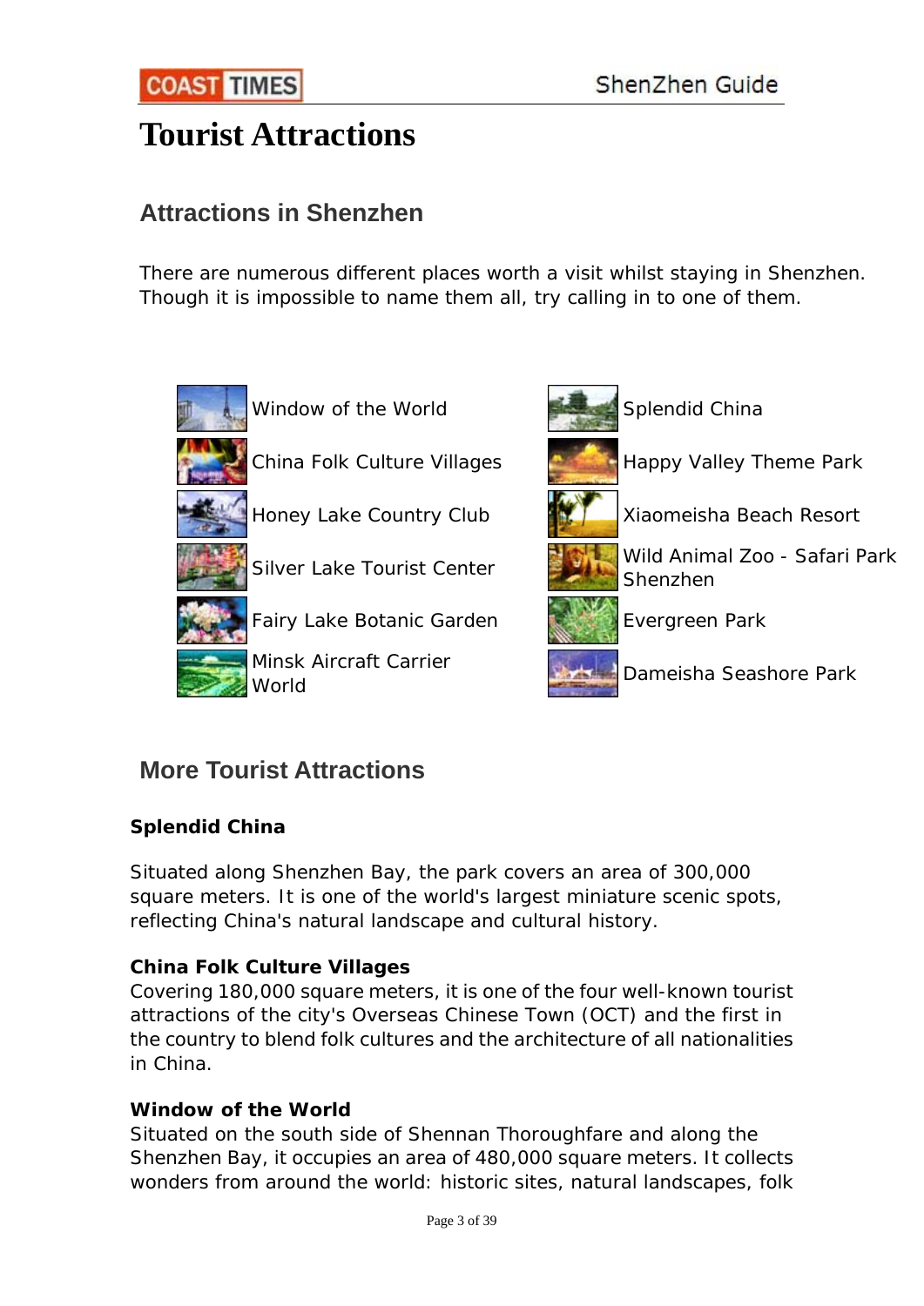# Tourist Attractions

## Attractions in Shenzhen

There are numerous different places worth a visit whilst staying in Shenzhen. Though it is impossible to name them all, try calling in to one of them.

| | |
|---|---|
| Window of the World | Splendid China |
| China Folk Culture Villages | Happy Valley Theme Park |
| Honey Lake Country Club | Xiaomeisha Beach Resort |
| Silver Lake Tourist Center | Wild Animal Zoo - Safari Park Shenzhen |
| Fairy Lake Botanic Garden | Evergreen Park |
| Minsk Aircraft Carrier World | Dameisha Seashore Park |

## More Tourist Attractions

**Splendid China**

Situated along Shenzhen Bay, the park covers an area of 300,000 square meters. It is one of the world's largest miniature scenic spots, reflecting China's natural landscape and cultural history.

**China Folk Culture Villages**

Covering 180,000 square meters, it is one of the four well-known tourist attractions of the city's Overseas Chinese Town (OCT) and the first in the country to blend folk cultures and the architecture of all nationalities in China.

**Window of the World**

Situated on the south side of Shennan Thoroughfare and along the Shenzhen Bay, it occupies an area of 480,000 square meters. It collects wonders from around the world: historic sites, natural landscapes, folk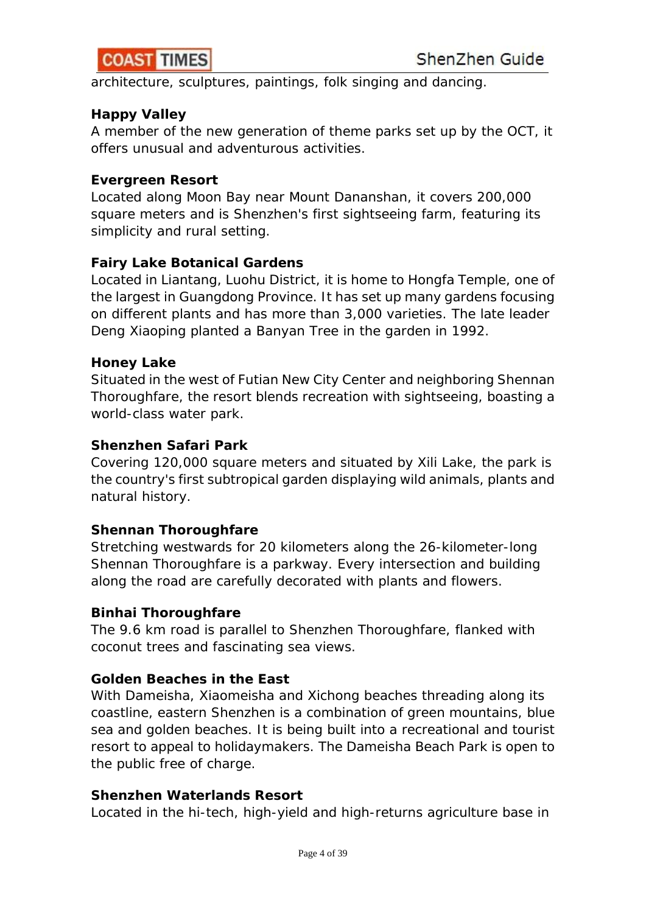architecture, sculptures, paintings, folk singing and dancing.

**Happy Valley**

A member of the new generation of theme parks set up by the OCT, it offers unusual and adventurous activities.

**Evergreen Resort**

Located along Moon Bay near Mount Dananshan, it covers 200,000 square meters and is Shenzhen's first sightseeing farm, featuring its simplicity and rural setting.

**Fairy Lake Botanical Gardens**

Located in Liantang, Luohu District, it is home to Hongfa Temple, one of the largest in Guangdong Province. It has set up many gardens focusing on different plants and has more than 3,000 varieties. The late leader Deng Xiaoping planted a Banyan Tree in the garden in 1992.

**Honey Lake**

Situated in the west of Futian New City Center and neighboring Shennan Thoroughfare, the resort blends recreation with sightseeing, boasting a world-class water park.

**Shenzhen Safari Park**

Covering 120,000 square meters and situated by Xili Lake, the park is the country's first subtropical garden displaying wild animals, plants and natural history.

**Shennan Thoroughfare**

Stretching westwards for 20 kilometers along the 26-kilometer-long Shennan Thoroughfare is a parkway. Every intersection and building along the road are carefully decorated with plants and flowers.

**Binhai Thoroughfare**

The 9.6 km road is parallel to Shenzhen Thoroughfare, flanked with coconut trees and fascinating sea views.

**Golden Beaches in the East**

With Dameisha, Xiaomeisha and Xichong beaches threading along its coastline, eastern Shenzhen is a combination of green mountains, blue sea and golden beaches. It is being built into a recreational and tourist resort to appeal to holidaymakers. The Dameisha Beach Park is open to the public free of charge.

**Shenzhen Waterlands Resort**

Located in the hi-tech, high-yield and high-returns agriculture base in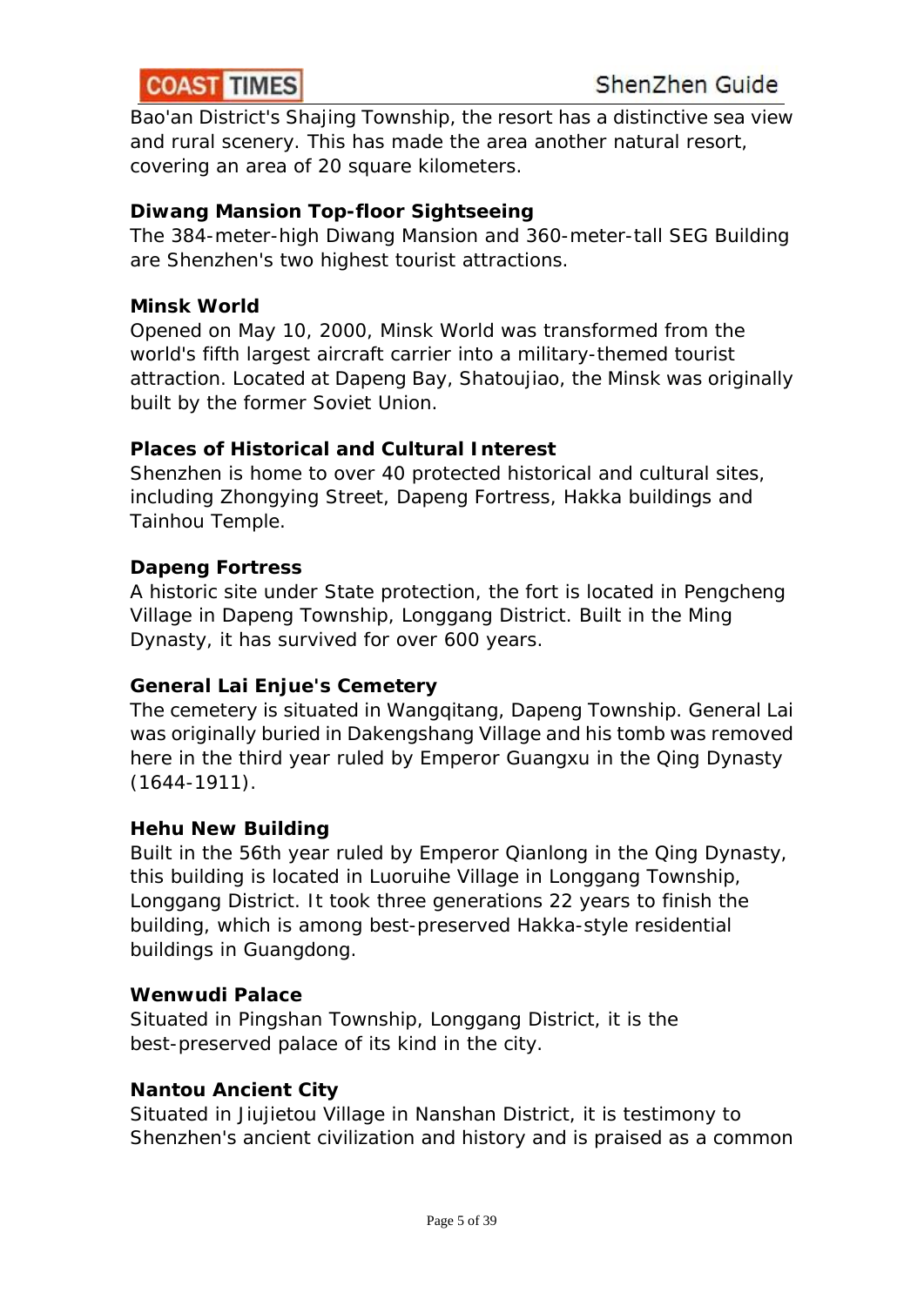Bao'an District's Shajing Township, the resort has a distinctive sea view and rural scenery. This has made the area another natural resort, covering an area of 20 square kilometers.

**Diwang Mansion Top-floor Sightseeing**

The 384-meter-high Diwang Mansion and 360-meter-tall SEG Building are Shenzhen's two highest tourist attractions.

**Minsk World**

Opened on May 10, 2000, Minsk World was transformed from the world's fifth largest aircraft carrier into a military-themed tourist attraction. Located at Dapeng Bay, Shatoujiao, the Minsk was originally built by the former Soviet Union.

**Places of Historical and Cultural Interest**

Shenzhen is home to over 40 protected historical and cultural sites, including Zhongying Street, Dapeng Fortress, Hakka buildings and Tainhou Temple.

**Dapeng Fortress**

A historic site under State protection, the fort is located in Pengcheng Village in Dapeng Township, Longgang District. Built in the Ming Dynasty, it has survived for over 600 years.

**General Lai Enjue's Cemetery**

The cemetery is situated in Wangqitang, Dapeng Township. General Lai was originally buried in Dakengshang Village and his tomb was removed here in the third year ruled by Emperor Guangxu in the Qing Dynasty (1644-1911).

**Hehu New Building**

Built in the 56th year ruled by Emperor Qianlong in the Qing Dynasty, this building is located in Luoruihe Village in Longgang Township, Longgang District. It took three generations 22 years to finish the building, which is among best-preserved Hakka-style residential buildings in Guangdong.

**Wenwudi Palace**

Situated in Pingshan Township, Longgang District, it is the best-preserved palace of its kind in the city.

**Nantou Ancient City**

Situated in Jiujietou Village in Nanshan District, it is testimony to Shenzhen's ancient civilization and history and is praised as a common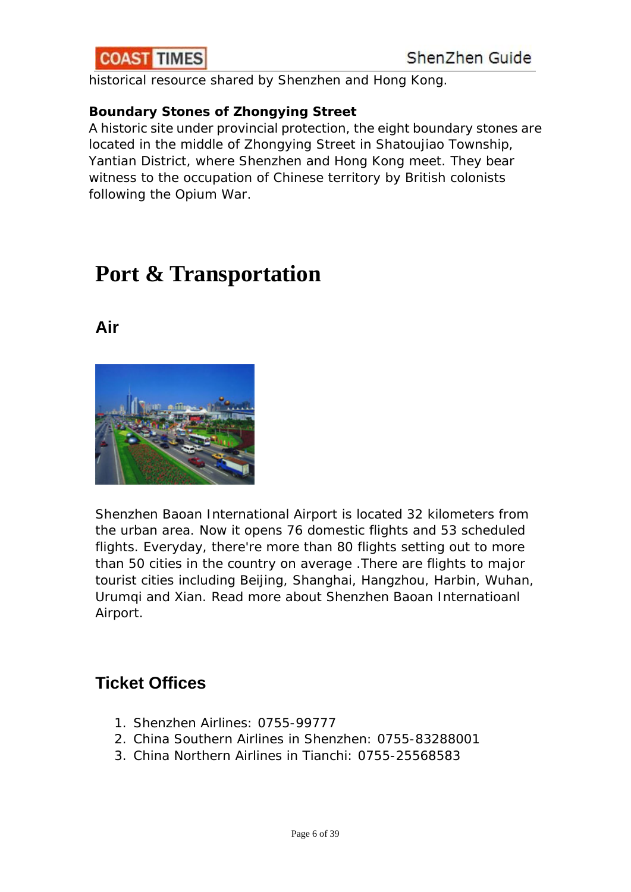historical resource shared by Shenzhen and Hong Kong.

**Boundary Stones of Zhongying Street**

A historic site under provincial protection, the eight boundary stones are located in the middle of Zhongying Street in Shatoujiao Township, Yantian District, where Shenzhen and Hong Kong meet. They bear witness to the occupation of Chinese territory by British colonists following the Opium War.

# Port & Transportation

## Air

Shenzhen Baoan International Airport is located 32 kilometers from the urban area. Now it opens 76 domestic flights and 53 scheduled flights. Everyday, there're more than 80 flights setting out to more than 50 cities in the country on average .There are flights to major tourist cities including Beijing, Shanghai, Hangzhou, Harbin, Wuhan, Urumqi and Xian. Read more about Shenzhen Baoan Internatioanl Airport.

## Ticket Offices

1. Shenzhen Airlines: 0755-99777
2. China Southern Airlines in Shenzhen: 0755-83288001
3. China Northern Airlines in Tianchi: 0755-25568583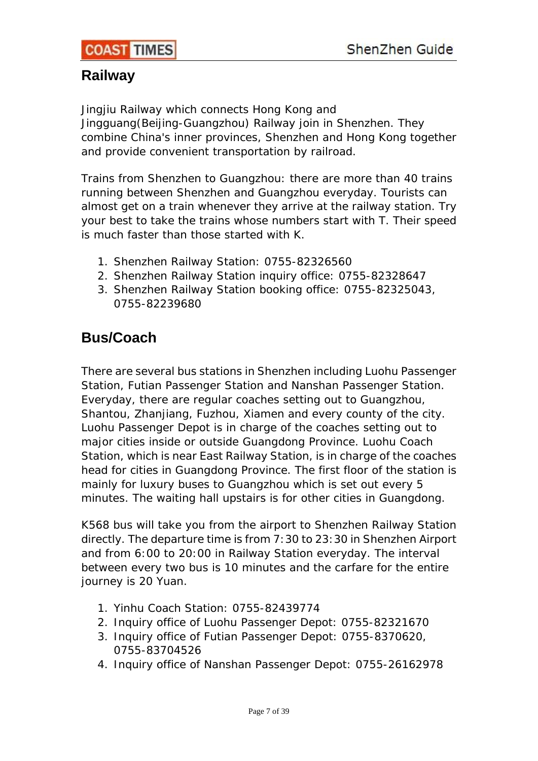## Railway

Jingjiu Railway which connects Hong Kong and Jingguang(Beijing-Guangzhou) Railway join in Shenzhen. They combine China's inner provinces, Shenzhen and Hong Kong together and provide convenient transportation by railroad.

Trains from Shenzhen to Guangzhou: there are more than 40 trains running between Shenzhen and Guangzhou everyday. Tourists can almost get on a train whenever they arrive at the railway station. Try your best to take the trains whose numbers start with T. Their speed is much faster than those started with K.

1. Shenzhen Railway Station: 0755-82326560
2. Shenzhen Railway Station inquiry office: 0755-82328647
3. Shenzhen Railway Station booking office: 0755-82325043, 0755-82239680

## Bus/Coach

There are several bus stations in Shenzhen including Luohu Passenger Station, Futian Passenger Station and Nanshan Passenger Station. Everyday, there are regular coaches setting out to Guangzhou, Shantou, Zhanjiang, Fuzhou, Xiamen and every county of the city. Luohu Passenger Depot is in charge of the coaches setting out to major cities inside or outside Guangdong Province. Luohu Coach Station, which is near East Railway Station, is in charge of the coaches head for cities in Guangdong Province. The first floor of the station is mainly for luxury buses to Guangzhou which is set out every 5 minutes. The waiting hall upstairs is for other cities in Guangdong.

K568 bus will take you from the airport to Shenzhen Railway Station directly. The departure time is from 7:30 to 23:30 in Shenzhen Airport and from 6:00 to 20:00 in Railway Station everyday. The interval between every two bus is 10 minutes and the carfare for the entire journey is 20 Yuan.

1. Yinhu Coach Station: 0755-82439774
2. Inquiry office of Luohu Passenger Depot: 0755-82321670
3. Inquiry office of Futian Passenger Depot: 0755-8370620, 0755-83704526
4. Inquiry office of Nanshan Passenger Depot: 0755-26162978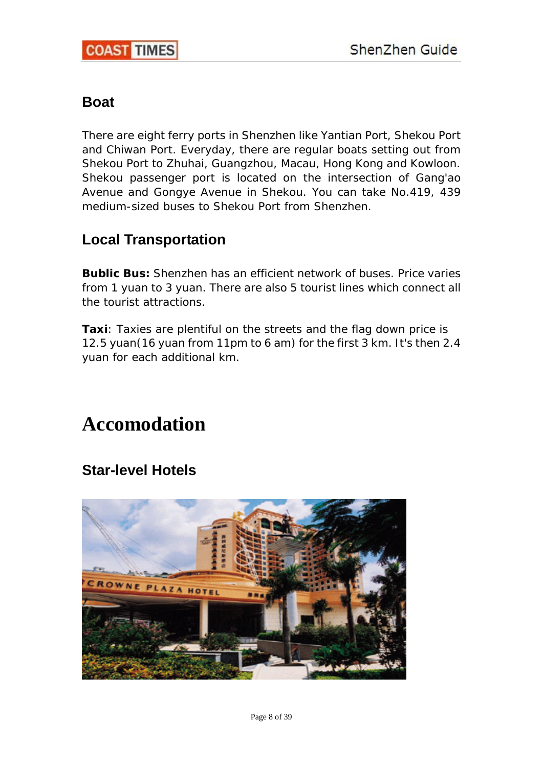## Boat

There are eight ferry ports in Shenzhen like Yantian Port, Shekou Port and Chiwan Port. Everyday, there are regular boats setting out from Shekou Port to Zhuhai, Guangzhou, Macau, Hong Kong and Kowloon. Shekou passenger port is located on the intersection of Gang'ao Avenue and Gongye Avenue in Shekou. You can take No.419, 439 medium-sized buses to Shekou Port from Shenzhen.

## Local Transportation

**Bublic Bus:** Shenzhen has an efficient network of buses. Price varies from 1 yuan to 3 yuan. There are also 5 tourist lines which connect all the tourist attractions.

**Taxi**: Taxies are plentiful on the streets and the flag down price is 12.5 yuan(16 yuan from 11pm to 6 am) for the first 3 km. It's then 2.4 yuan for each additional km.

# Accomodation

## Star-level Hotels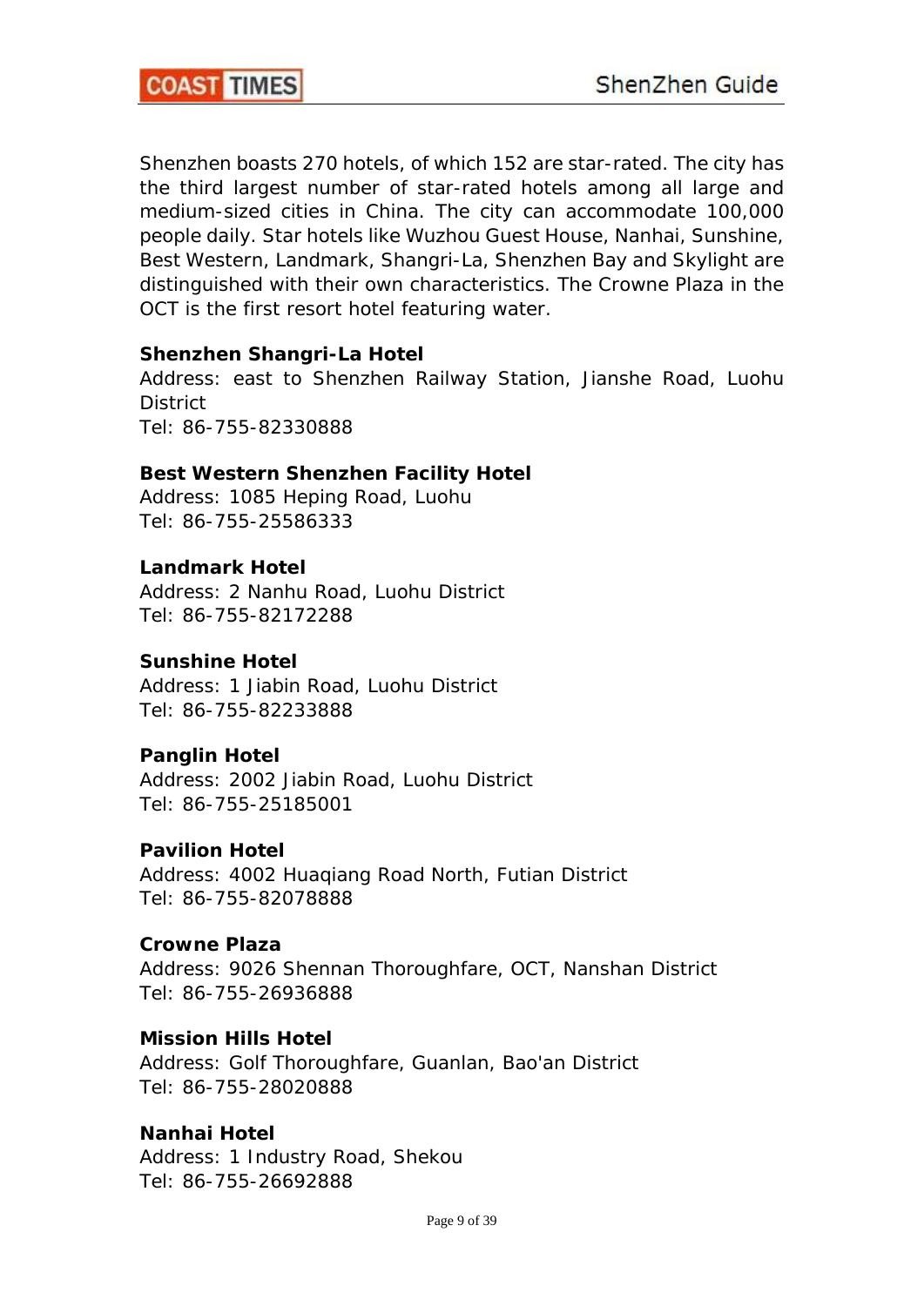Shenzhen boasts 270 hotels, of which 152 are star-rated. The city has the third largest number of star-rated hotels among all large and medium-sized cities in China. The city can accommodate 100,000 people daily. Star hotels like Wuzhou Guest House, Nanhai, Sunshine, Best Western, Landmark, Shangri-La, Shenzhen Bay and Skylight are distinguished with their own characteristics. The Crowne Plaza in the OCT is the first resort hotel featuring water.

**Shenzhen Shangri-La Hotel**
Address: east to Shenzhen Railway Station, Jianshe Road, Luohu District
Tel: 86-755-82330888

**Best Western Shenzhen Facility Hotel**
Address: 1085 Heping Road, Luohu
Tel: 86-755-25586333

**Landmark Hotel**
Address: 2 Nanhu Road, Luohu District
Tel: 86-755-82172288

**Sunshine Hotel**
Address: 1 Jiabin Road, Luohu District
Tel: 86-755-82233888

**Panglin Hotel**
Address: 2002 Jiabin Road, Luohu District
Tel: 86-755-25185001

**Pavilion Hotel**
Address: 4002 Huaqiang Road North, Futian District
Tel: 86-755-82078888

**Crowne Plaza**
Address: 9026 Shennan Thoroughfare, OCT, Nanshan District
Tel: 86-755-26936888

**Mission Hills Hotel**
Address: Golf Thoroughfare, Guanlan, Bao'an District
Tel: 86-755-28020888

**Nanhai Hotel**
Address: 1 Industry Road, Shekou
Tel: 86-755-26692888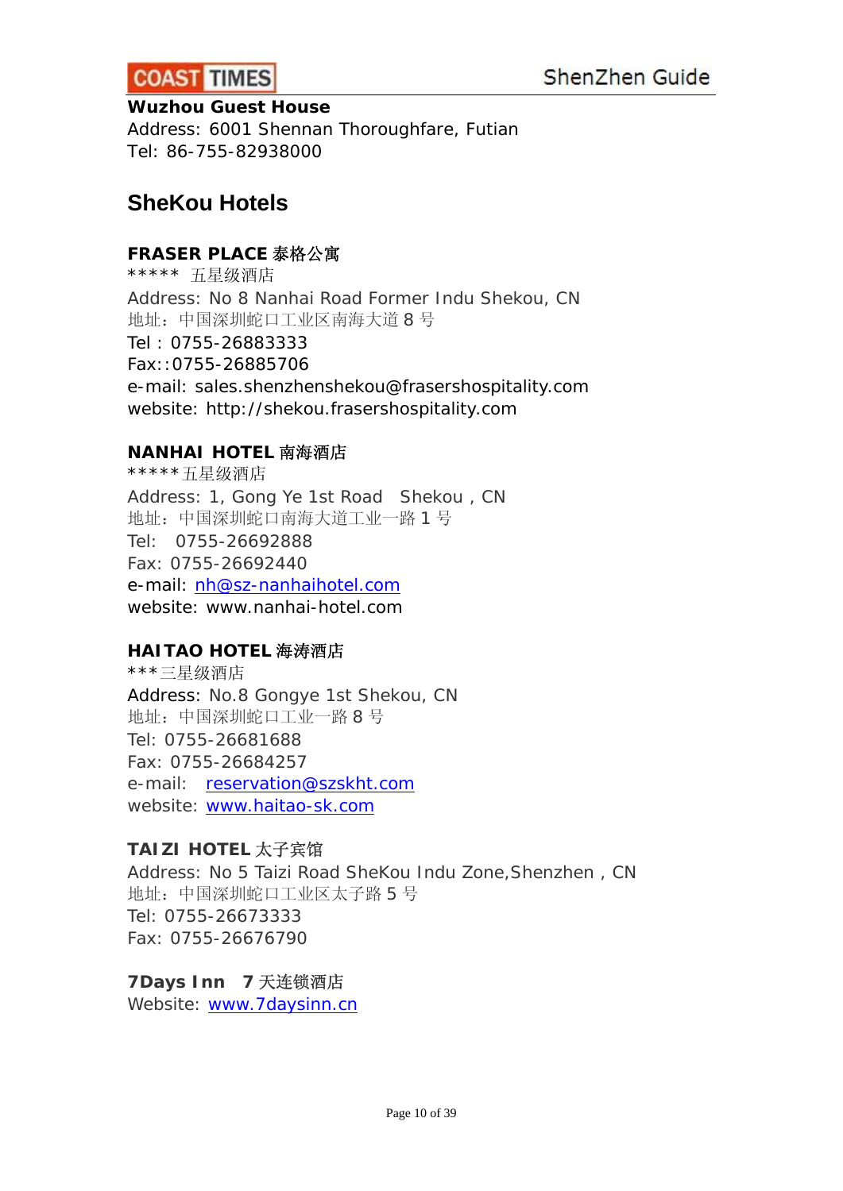**Wuzhou Guest House**
Address: 6001 Shennan Thoroughfare, Futian
Tel: 86-755-82938000

## SheKou Hotels

**FRASER PLACE 泰格公寓**
\*\*\*\*\* 五星级酒店
Address: No 8 Nanhai Road Former Indu Shekou, CN
地址：中国深圳蛇口工业区南海大道 8 号
Tel : 0755-26883333
Fax::0755-26885706
e-mail: sales.shenzhenshekou@frasershospitality.com
website: http://shekou.frasershospitality.com

**NANHAI HOTEL 南海酒店**
\*\*\*\*\*五星级酒店
Address: 1, Gong Ye 1st Road Shekou , CN
地址：中国深圳蛇口南海大道工业一路 1 号
Tel: 0755-26692888
Fax: 0755-26692440
e-mail: nh@sz-nanhaihotel.com
website: www.nanhai-hotel.com

**HAITAO HOTEL 海涛酒店**
\*\*\*三星级酒店
Address: No.8 Gongye 1st Shekou, CN
地址：中国深圳蛇口工业一路 8 号
Tel: 0755-26681688
Fax: 0755-26684257
e-mail: reservation@szskht.com
website: www.haitao-sk.com

**TAIZI HOTEL 太子宾馆**
Address: No 5 Taizi Road SheKou Indu Zone,Shenzhen , CN
地址：中国深圳蛇口工业区太子路 5 号
Tel: 0755-26673333
Fax: 0755-26676790

**7Days Inn 7 天连锁酒店**
Website: www.7daysinn.cn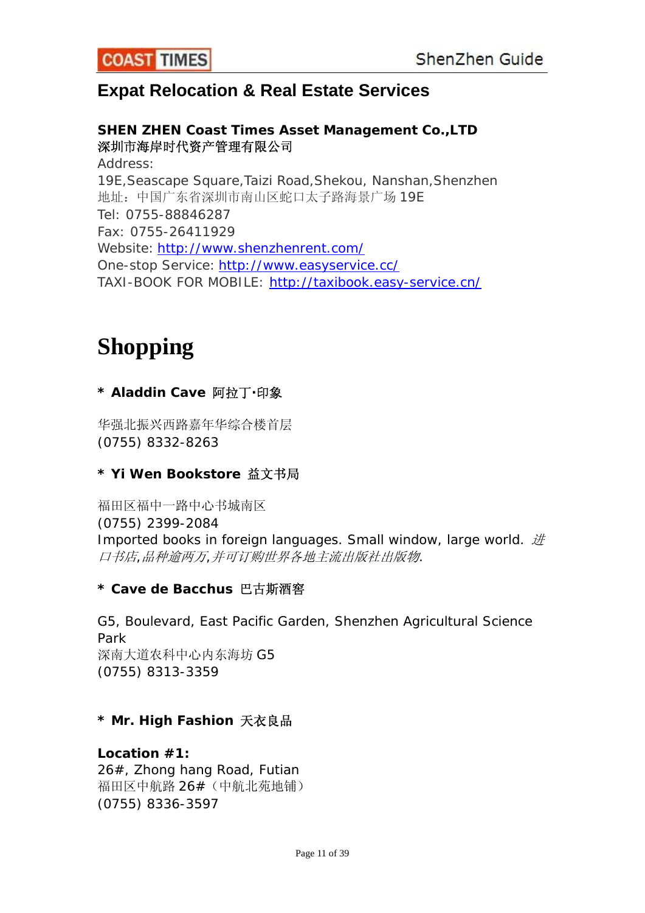## Expat Relocation & Real Estate Services

**SHEN ZHEN Coast Times Asset Management Co.,LTD**
**深圳市海岸时代资产管理有限公司**
Address:
19E,Seascape Square,Taizi Road,Shekou, Nanshan,Shenzhen
地址：中国广东省深圳市南山区蛇口太子路海景广场 19E
Tel: 0755-88846287
Fax: 0755-26411929
Website: http://www.shenzhenrent.com/
One-stop Service: http://www.easyservice.cc/
TAXI-BOOK FOR MOBILE: http://taxibook.easy-service.cn/

# Shopping

**\* Aladdin Cave 阿拉丁·印象**

华强北振兴西路嘉年华综合楼首层
(0755) 8332-8263

**\* Yi Wen Bookstore 益文书局**

福田区福中一路中心书城南区
(0755) 2399-2084
Imported books in foreign languages. Small window, large world. *进口书店,品种逾两万,并可订购世界各地主流出版社出版物.*

**\* Cave de Bacchus 巴古斯酒窖**

G5, Boulevard, East Pacific Garden, Shenzhen Agricultural Science Park
深南大道农科中心内东海坊 G5
(0755) 8313-3359

**\* Mr. High Fashion 天衣良品**

**Location #1:**
26#, Zhong hang Road, Futian
福田区中航路 26#（中航北苑地铺）
(0755) 8336-3597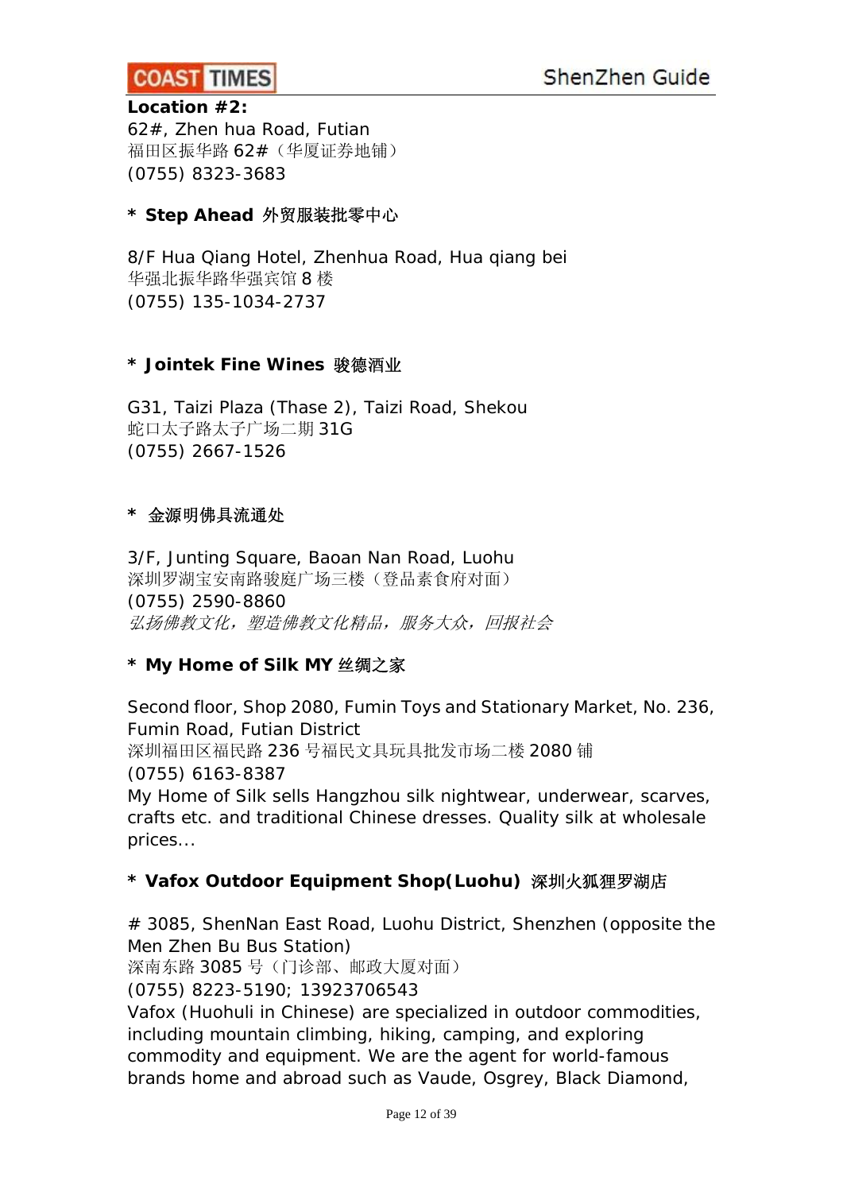**Location #2:**
62#, Zhen hua Road, Futian
福田区振华路 62#（华厦证券地铺）
(0755) 8323-3683

**\* Step Ahead 外贸服装批零中心**

8/F Hua Qiang Hotel, Zhenhua Road, Hua qiang bei
华强北振华路华强宾馆 8 楼
(0755) 135-1034-2737

**\* Jointek Fine Wines 骏德酒业**

G31, Taizi Plaza (Thase 2), Taizi Road, Shekou
蛇口太子路太子广场二期 31G
(0755) 2667-1526

**\* 金源明佛具流通处**

3/F, Junting Square, Baoan Nan Road, Luohu
深圳罗湖宝安南路骏庭广场三楼（登品素食府对面）
(0755) 2590-8860
*弘扬佛教文化，塑造佛教文化精品，服务大众，回报社会*

**\* My Home of Silk MY 丝绸之家**

Second floor, Shop 2080, Fumin Toys and Stationary Market, No. 236, Fumin Road, Futian District
深圳福田区福民路 236 号福民文具玩具批发市场二楼 2080 铺
(0755) 6163-8387
My Home of Silk sells Hangzhou silk nightwear, underwear, scarves, crafts etc. and traditional Chinese dresses. Quality silk at wholesale prices...

**\* Vafox Outdoor Equipment Shop(Luohu) 深圳火狐狸罗湖店**

# 3085, ShenNan East Road, Luohu District, Shenzhen (opposite the Men Zhen Bu Bus Station)
深南东路 3085 号（门诊部、邮政大厦对面）
(0755) 8223-5190; 13923706543
Vafox (Huohuli in Chinese) are specialized in outdoor commodities, including mountain climbing, hiking, camping, and exploring commodity and equipment. We are the agent for world-famous brands home and abroad such as Vaude, Osgrey, Black Diamond,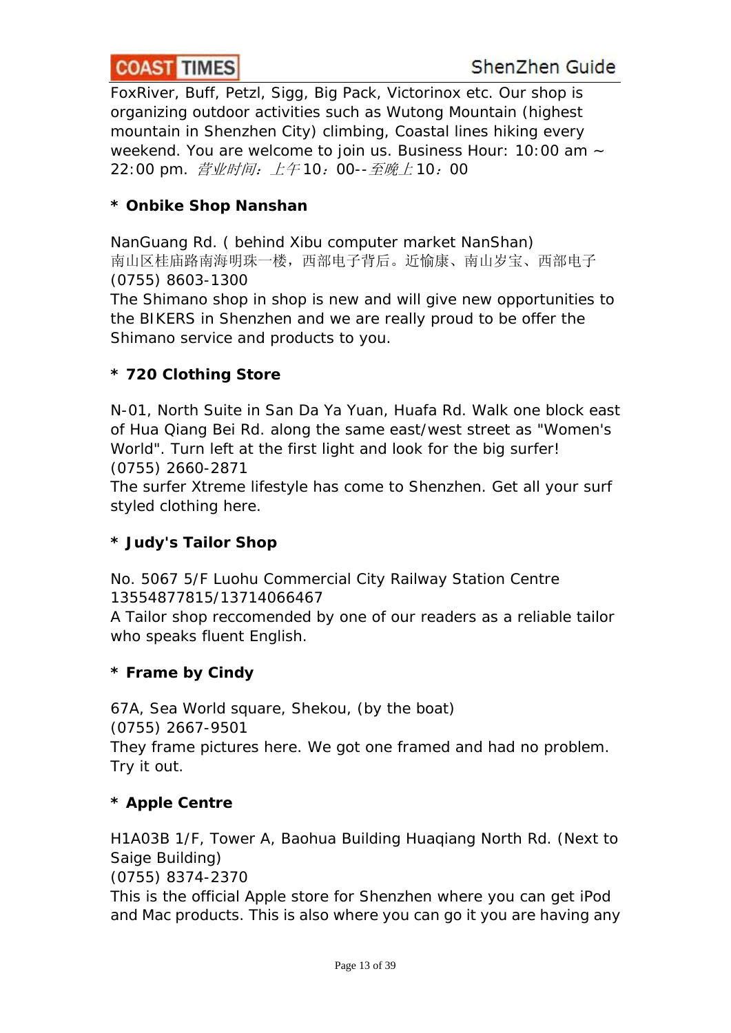FoxRiver, Buff, Petzl, Sigg, Big Pack, Victorinox etc. Our shop is organizing outdoor activities such as Wutong Mountain (highest mountain in Shenzhen City) climbing, Coastal lines hiking every weekend. You are welcome to join us. Business Hour: 10:00 am ~ 22:00 pm. *营业时间：上午*10：00--*至晚上*10：00

**\* Onbike Shop Nanshan**

NanGuang Rd. ( behind Xibu computer market NanShan)
南山区桂庙路南海明珠一楼，西部电子背后。近愉康、南山岁宝、西部电子
(0755) 8603-1300
The Shimano shop in shop is new and will give new opportunities to the BIKERS in Shenzhen and we are really proud to be offer the Shimano service and products to you.

**\* 720 Clothing Store**

N-01, North Suite in San Da Ya Yuan, Huafa Rd. Walk one block east of Hua Qiang Bei Rd. along the same east/west street as "Women's World". Turn left at the first light and look for the big surfer!
(0755) 2660-2871
The surfer Xtreme lifestyle has come to Shenzhen. Get all your surf styled clothing here.

**\* Judy's Tailor Shop**

No. 5067 5/F Luohu Commercial City Railway Station Centre
13554877815/13714066467
A Tailor shop reccomended by one of our readers as a reliable tailor who speaks fluent English.

**\* Frame by Cindy**

67A, Sea World square, Shekou, (by the boat)
(0755) 2667-9501
They frame pictures here. We got one framed and had no problem. Try it out.

**\* Apple Centre**

H1A03B 1/F, Tower A, Baohua Building Huaqiang North Rd. (Next to Saige Building)
(0755) 8374-2370
This is the official Apple store for Shenzhen where you can get iPod and Mac products. This is also where you can go it you are having any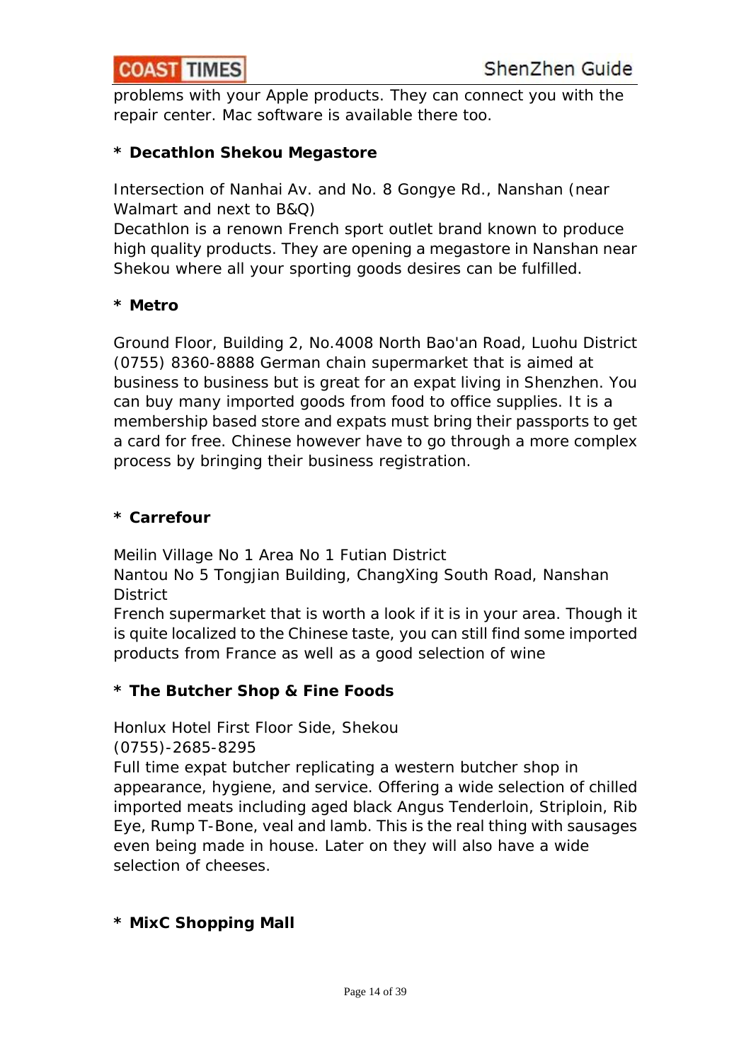problems with your Apple products. They can connect you with the repair center. Mac software is available there too.

**\* Decathlon Shekou Megastore**

Intersection of Nanhai Av. and No. 8 Gongye Rd., Nanshan (near Walmart and next to B&Q)
Decathlon is a renown French sport outlet brand known to produce high quality products. They are opening a megastore in Nanshan near Shekou where all your sporting goods desires can be fulfilled.

**\* Metro**

Ground Floor, Building 2, No.4008 North Bao'an Road, Luohu District (0755) 8360-8888 German chain supermarket that is aimed at business to business but is great for an expat living in Shenzhen. You can buy many imported goods from food to office supplies. It is a membership based store and expats must bring their passports to get a card for free. Chinese however have to go through a more complex process by bringing their business registration.

**\* Carrefour**

Meilin Village No 1 Area No 1 Futian District
Nantou No 5 Tongjian Building, ChangXing South Road, Nanshan District
French supermarket that is worth a look if it is in your area. Though it is quite localized to the Chinese taste, you can still find some imported products from France as well as a good selection of wine

**\* The Butcher Shop & Fine Foods**

Honlux Hotel First Floor Side, Shekou
(0755)-2685-8295
Full time expat butcher replicating a western butcher shop in appearance, hygiene, and service. Offering a wide selection of chilled imported meats including aged black Angus Tenderloin, Striploin, Rib Eye, Rump T-Bone, veal and lamb. This is the real thing with sausages even being made in house. Later on they will also have a wide selection of cheeses.

**\* MixC Shopping Mall**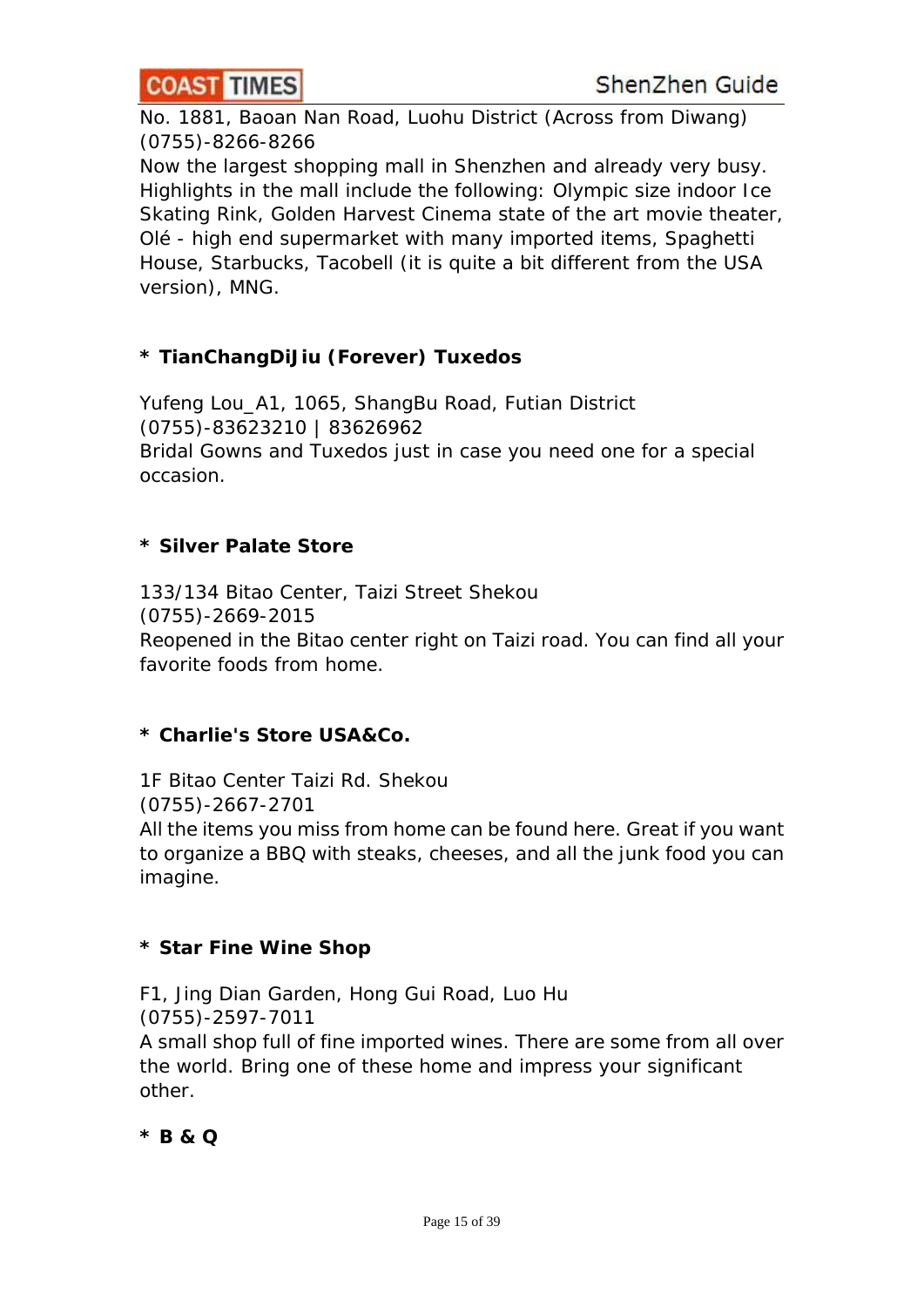No. 1881, Baoan Nan Road, Luohu District (Across from Diwang)
(0755)-8266-8266
Now the largest shopping mall in Shenzhen and already very busy. Highlights in the mall include the following: Olympic size indoor Ice Skating Rink, Golden Harvest Cinema state of the art movie theater, Olé - high end supermarket with many imported items, Spaghetti House, Starbucks, Tacobell (it is quite a bit different from the USA version), MNG.

**\* TianChangDiJiu (Forever) Tuxedos**

Yufeng Lou_A1, 1065, ShangBu Road, Futian District
(0755)-83623210 | 83626962
Bridal Gowns and Tuxedos just in case you need one for a special occasion.

**\* Silver Palate Store**

133/134 Bitao Center, Taizi Street Shekou
(0755)-2669-2015
Reopened in the Bitao center right on Taizi road. You can find all your favorite foods from home.

**\* Charlie's Store USA&Co.**

1F Bitao Center Taizi Rd. Shekou
(0755)-2667-2701
All the items you miss from home can be found here. Great if you want to organize a BBQ with steaks, cheeses, and all the junk food you can imagine.

**\* Star Fine Wine Shop**

F1, Jing Dian Garden, Hong Gui Road, Luo Hu
(0755)-2597-7011
A small shop full of fine imported wines. There are some from all over the world. Bring one of these home and impress your significant other.

**\* B & Q**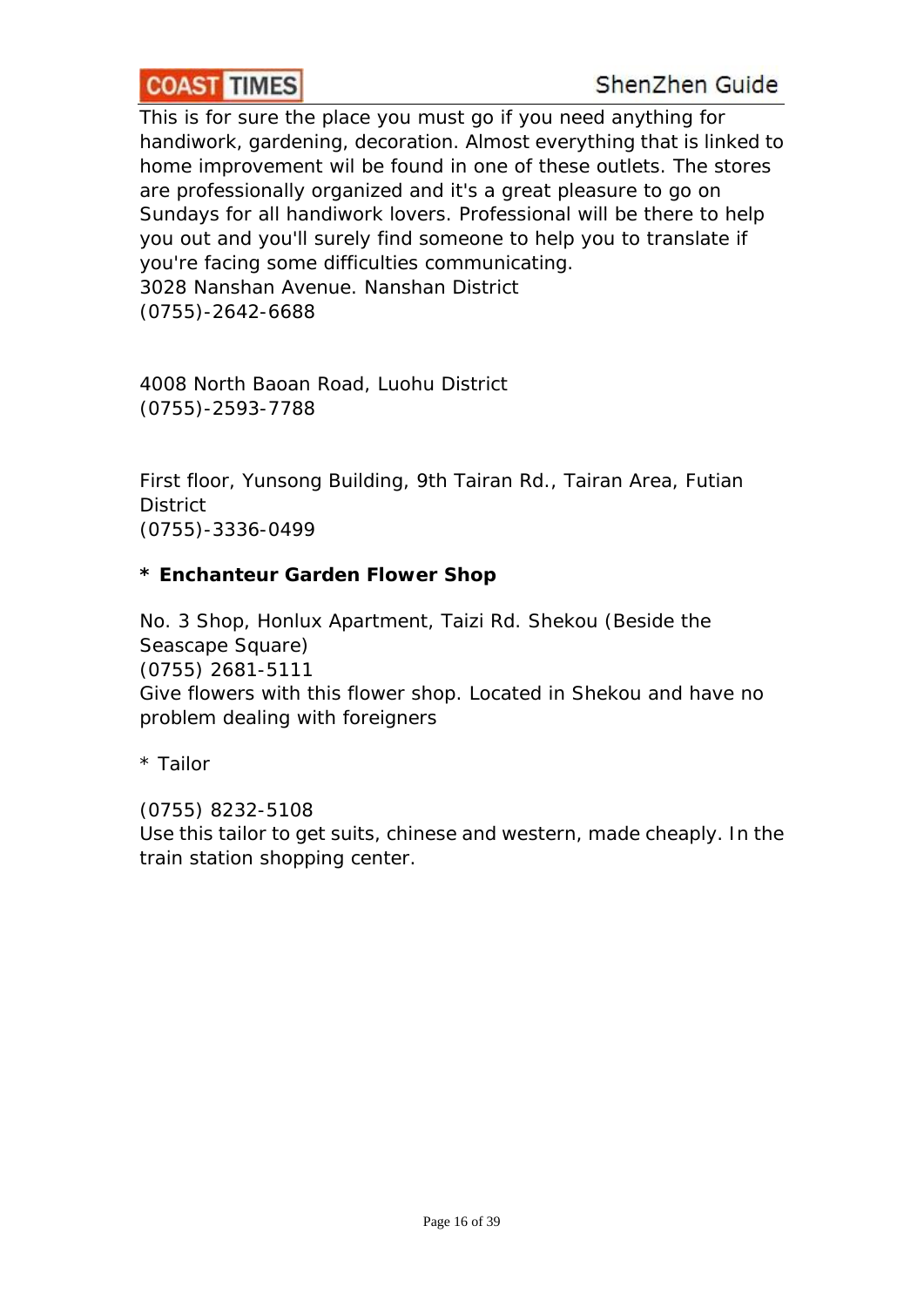This is for sure the place you must go if you need anything for handiwork, gardening, decoration. Almost everything that is linked to home improvement wil be found in one of these outlets. The stores are professionally organized and it's a great pleasure to go on Sundays for all handiwork lovers. Professional will be there to help you out and you'll surely find someone to help you to translate if you're facing some difficulties communicating.
3028 Nanshan Avenue. Nanshan District
(0755)-2642-6688

4008 North Baoan Road, Luohu District
(0755)-2593-7788

First floor, Yunsong Building, 9th Tairan Rd., Tairan Area, Futian District
(0755)-3336-0499

**\* Enchanteur Garden Flower Shop**

No. 3 Shop, Honlux Apartment, Taizi Rd. Shekou (Beside the Seascape Square)
(0755) 2681-5111
Give flowers with this flower shop. Located in Shekou and have no problem dealing with foreigners

\* Tailor

(0755) 8232-5108
Use this tailor to get suits, chinese and western, made cheaply. In the train station shopping center.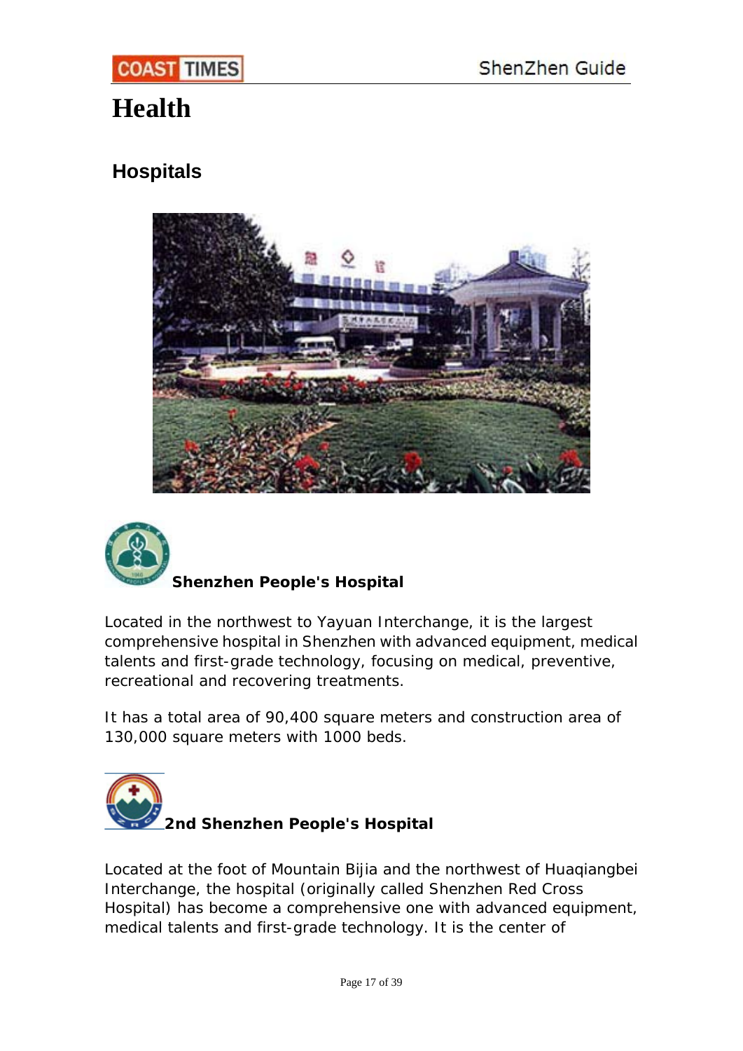# Health

## Hospitals

**Shenzhen People's Hospital**

Located in the northwest to Yayuan Interchange, it is the largest comprehensive hospital in Shenzhen with advanced equipment, medical talents and first-grade technology, focusing on medical, preventive, recreational and recovering treatments.

It has a total area of 90,400 square meters and construction area of 130,000 square meters with 1000 beds.

**2nd Shenzhen People's Hospital**

Located at the foot of Mountain Bijia and the northwest of Huaqiangbei Interchange, the hospital (originally called Shenzhen Red Cross Hospital) has become a comprehensive one with advanced equipment, medical talents and first-grade technology. It is the center of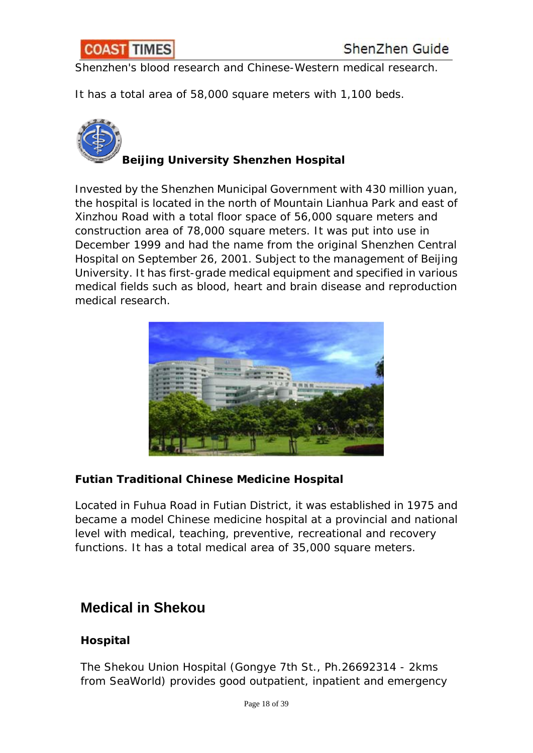Shenzhen's blood research and Chinese-Western medical research.

It has a total area of 58,000 square meters with 1,100 beds.

**Beijing University Shenzhen Hospital**

Invested by the Shenzhen Municipal Government with 430 million yuan, the hospital is located in the north of Mountain Lianhua Park and east of Xinzhou Road with a total floor space of 56,000 square meters and construction area of 78,000 square meters. It was put into use in December 1999 and had the name from the original Shenzhen Central Hospital on September 26, 2001. Subject to the management of Beijing University. It has first-grade medical equipment and specified in various medical fields such as blood, heart and brain disease and reproduction medical research.

**Futian Traditional Chinese Medicine Hospital**

Located in Fuhua Road in Futian District, it was established in 1975 and became a model Chinese medicine hospital at a provincial and national level with medical, teaching, preventive, recreational and recovery functions. It has a total medical area of 35,000 square meters.

## Medical in Shekou

### Hospital

The Shekou Union Hospital (Gongye 7th St., Ph.26692314 - 2kms from SeaWorld) provides good outpatient, inpatient and emergency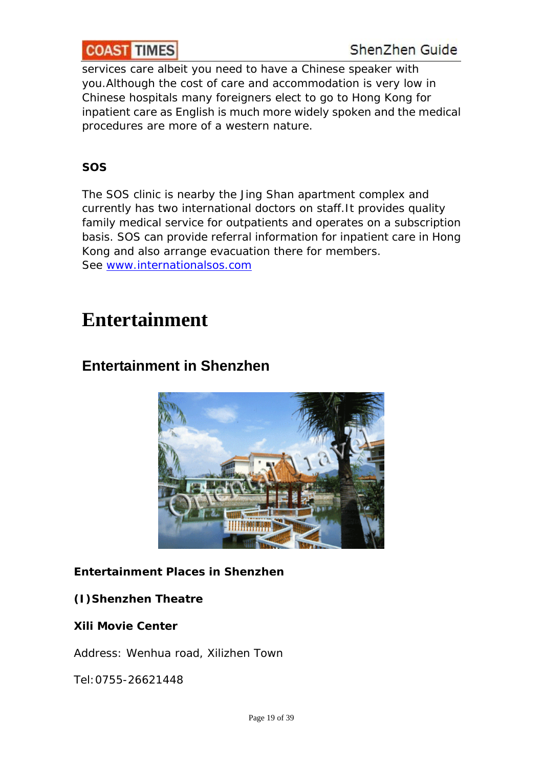services care albeit you need to have a Chinese speaker with you.Although the cost of care and accommodation is very low in Chinese hospitals many foreigners elect to go to Hong Kong for inpatient care as English is much more widely spoken and the medical procedures are more of a western nature.

**SOS**

The SOS clinic is nearby the Jing Shan apartment complex and currently has two international doctors on staff.It provides quality family medical service for outpatients and operates on a subscription basis. SOS can provide referral information for inpatient care in Hong Kong and also arrange evacuation there for members.
See [www.internationalsos.com](www.internationalsos.com)

# Entertainment

## Entertainment in Shenzhen

**Entertainment Places in Shenzhen**

**(I)Shenzhen Theatre**

**Xili Movie Center**

Address: Wenhua road, Xilizhen Town

Tel:0755-26621448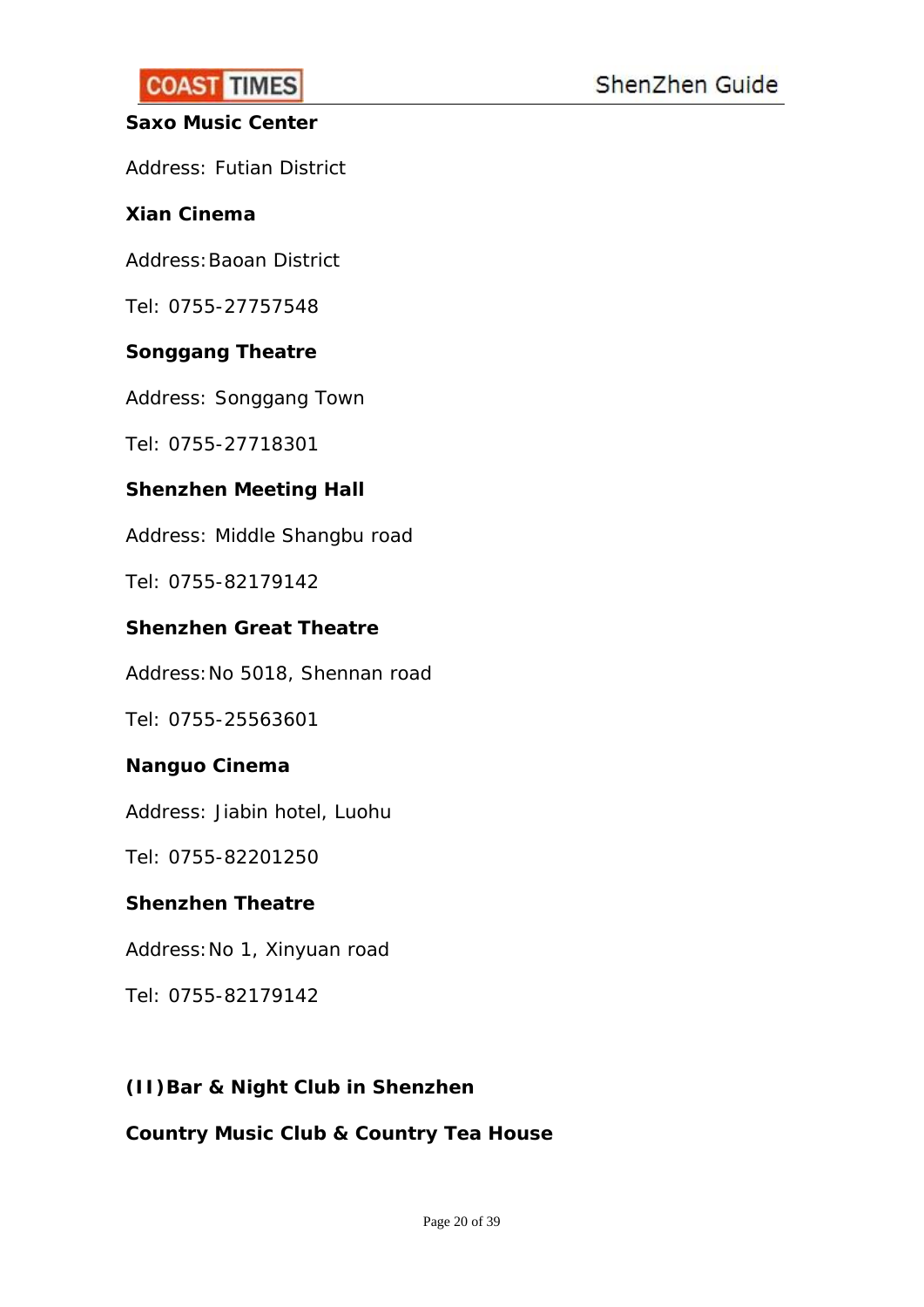**Saxo Music Center**

Address: Futian District

**Xian Cinema**

Address: Baoan District

Tel: 0755-27757548

**Songgang Theatre**

Address: Songgang Town

Tel: 0755-27718301

**Shenzhen Meeting Hall**

Address: Middle Shangbu road

Tel: 0755-82179142

**Shenzhen Great Theatre**

Address: No 5018, Shennan road

Tel: 0755-25563601

**Nanguo Cinema**

Address: Jiabin hotel, Luohu

Tel: 0755-82201250

**Shenzhen Theatre**

Address: No 1, Xinyuan road

Tel: 0755-82179142

## (II) Bar & Night Club in Shenzhen

**Country Music Club & Country Tea House**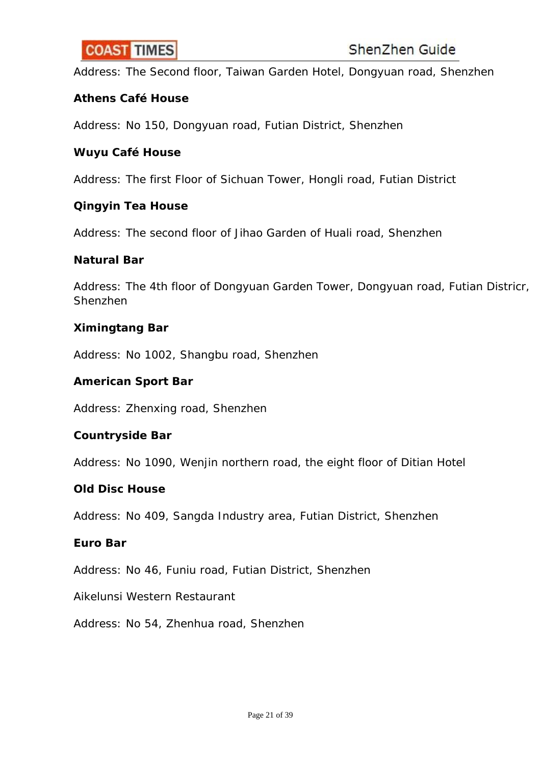Address: The Second floor, Taiwan Garden Hotel, Dongyuan road, Shenzhen

**Athens Café House**

Address: No 150, Dongyuan road, Futian District, Shenzhen

**Wuyu Café House**

Address: The first Floor of Sichuan Tower, Hongli road, Futian District

**Qingyin Tea House**

Address: The second floor of Jihao Garden of Huali road, Shenzhen

**Natural Bar**

Address: The 4th floor of Dongyuan Garden Tower, Dongyuan road, Futian Districr, Shenzhen

**Ximingtang Bar**

Address: No 1002, Shangbu road, Shenzhen

**American Sport Bar**

Address: Zhenxing road, Shenzhen

**Countryside Bar**

Address: No 1090, Wenjin northern road, the eight floor of Ditian Hotel

**Old Disc House**

Address: No 409, Sangda Industry area, Futian District, Shenzhen

**Euro Bar**

Address: No 46, Funiu road, Futian District, Shenzhen

Aikelunsi Western Restaurant

Address: No 54, Zhenhua road, Shenzhen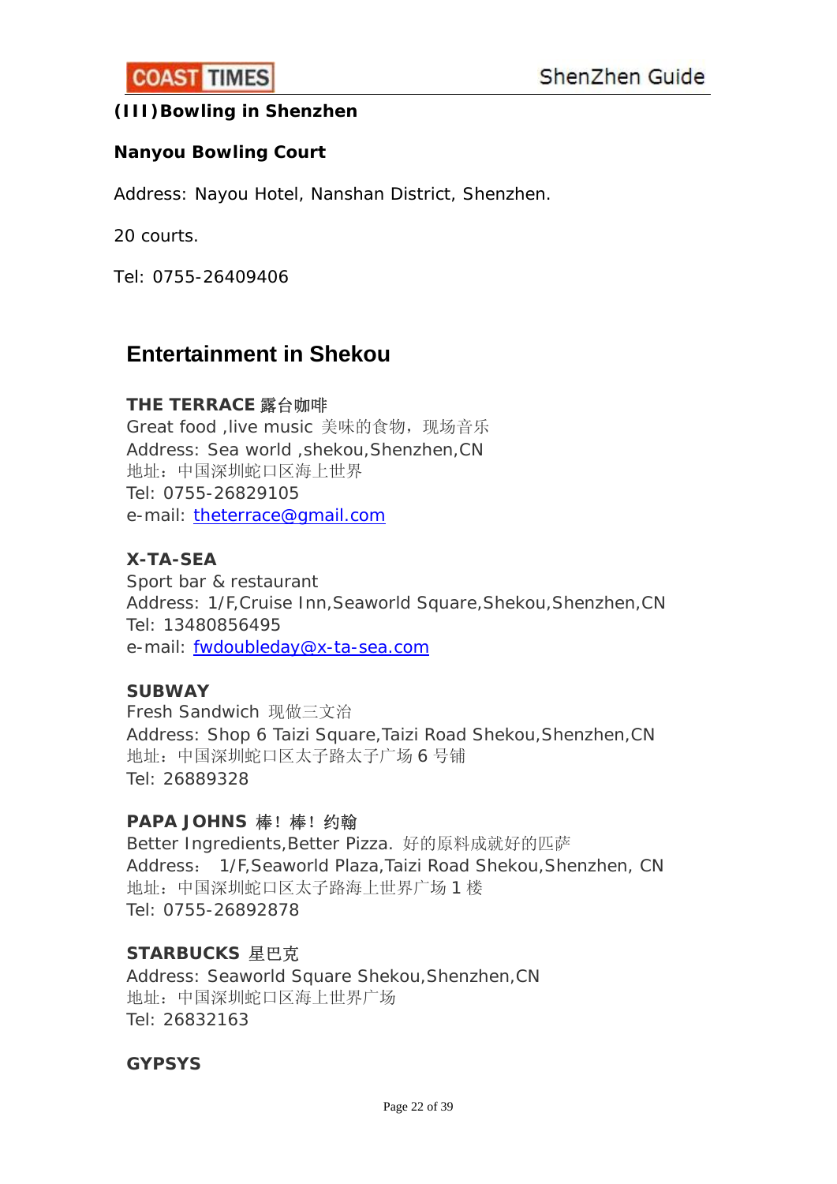**(III)Bowling in Shenzhen**

**Nanyou Bowling Court**

Address: Nayou Hotel, Nanshan District, Shenzhen.

20 courts.

Tel: 0755-26409406

## Entertainment in Shekou

**THE TERRACE 露台咖啡**
Great food ,live music 美味的食物，现场音乐
Address: Sea world ,shekou,Shenzhen,CN
地址：中国深圳蛇口区海上世界
Tel: 0755-26829105
e-mail: theterrace@gmail.com

**X-TA-SEA**
Sport bar & restaurant
Address: 1/F,Cruise Inn,Seaworld Square,Shekou,Shenzhen,CN
Tel: 13480856495
e-mail: fwdoubleday@x-ta-sea.com

**SUBWAY**
Fresh Sandwich 现做三文治
Address: Shop 6 Taizi Square,Taizi Road Shekou,Shenzhen,CN
地址：中国深圳蛇口区太子路太子广场 6 号铺
Tel: 26889328

**PAPA JOHNS 棒！棒！约翰**
Better Ingredients,Better Pizza. 好的原料成就好的匹萨
Address: 1/F,Seaworld Plaza,Taizi Road Shekou,Shenzhen, CN
地址：中国深圳蛇口区太子路海上世界广场 1 楼
Tel: 0755-26892878

**STARBUCKS 星巴克**
Address: Seaworld Square Shekou,Shenzhen,CN
地址：中国深圳蛇口区海上世界广场
Tel: 26832163

**GYPSYS**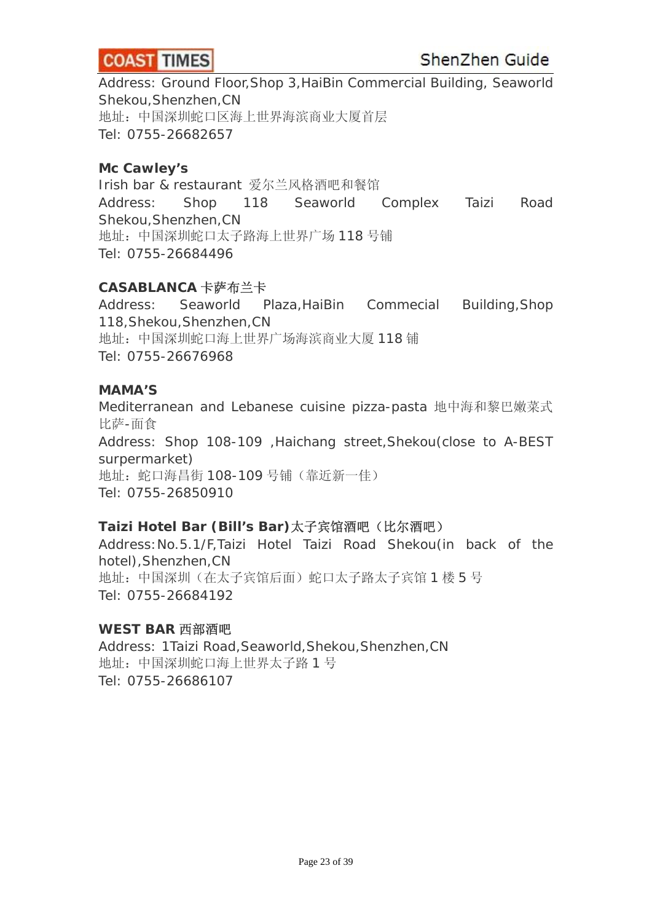Address: Ground Floor,Shop 3,HaiBin Commercial Building, Seaworld Shekou,Shenzhen,CN
地址：中国深圳蛇口区海上世界海滨商业大厦首层
Tel: 0755-26682657

**Mc Cawley's**
Irish bar & restaurant 爱尔兰风格酒吧和餐馆
Address: Shop 118 Seaworld Complex Taizi Road Shekou,Shenzhen,CN
地址：中国深圳蛇口太子路海上世界广场 118 号铺
Tel: 0755-26684496

**CASABLANCA 卡萨布兰卡**
Address: Seaworld Plaza,HaiBin Commecial Building,Shop 118,Shekou,Shenzhen,CN
地址：中国深圳蛇口海上世界广场海滨商业大厦 118 铺
Tel: 0755-26676968

**MAMA'S**
Mediterranean and Lebanese cuisine pizza-pasta 地中海和黎巴嫩菜式比萨-面食
Address: Shop 108-109 ,Haichang street,Shekou(close to A-BEST surpermarket)
地址：蛇口海昌街 108-109 号铺（靠近新一佳）
Tel: 0755-26850910

**Taizi Hotel Bar (Bill's Bar)太子宾馆酒吧（比尔酒吧）**
Address:No.5.1/F,Taizi Hotel Taizi Road Shekou(in back of the hotel),Shenzhen,CN
地址：中国深圳（在太子宾馆后面）蛇口太子路太子宾馆 1 楼 5 号
Tel: 0755-26684192

**WEST BAR 西部酒吧**
Address: 1Taizi Road,Seaworld,Shekou,Shenzhen,CN
地址：中国深圳蛇口海上世界太子路 1 号
Tel: 0755-26686107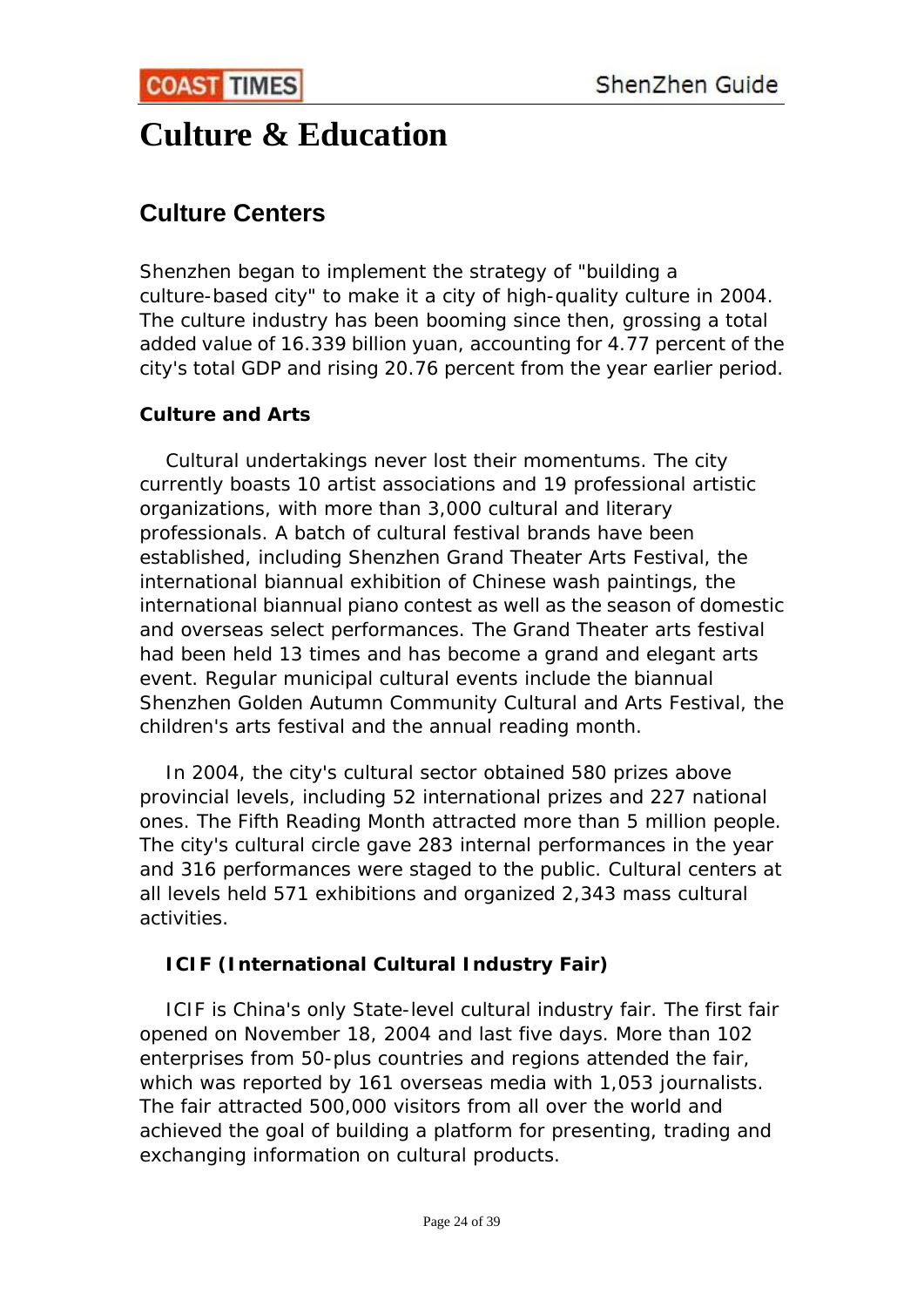# Culture & Education

## Culture Centers

Shenzhen began to implement the strategy of "building a culture-based city" to make it a city of high-quality culture in 2004. The culture industry has been booming since then, grossing a total added value of 16.339 billion yuan, accounting for 4.77 percent of the city's total GDP and rising 20.76 percent from the year earlier period.

### Culture and Arts

Cultural undertakings never lost their momentums. The city currently boasts 10 artist associations and 19 professional artistic organizations, with more than 3,000 cultural and literary professionals. A batch of cultural festival brands have been established, including Shenzhen Grand Theater Arts Festival, the international biannual exhibition of Chinese wash paintings, the international biannual piano contest as well as the season of domestic and overseas select performances. The Grand Theater arts festival had been held 13 times and has become a grand and elegant arts event. Regular municipal cultural events include the biannual Shenzhen Golden Autumn Community Cultural and Arts Festival, the children's arts festival and the annual reading month.

In 2004, the city's cultural sector obtained 580 prizes above provincial levels, including 52 international prizes and 227 national ones. The Fifth Reading Month attracted more than 5 million people. The city's cultural circle gave 283 internal performances in the year and 316 performances were staged to the public. Cultural centers at all levels held 571 exhibitions and organized 2,343 mass cultural activities.

### ICIF (International Cultural Industry Fair)

ICIF is China's only State-level cultural industry fair. The first fair opened on November 18, 2004 and last five days. More than 102 enterprises from 50-plus countries and regions attended the fair, which was reported by 161 overseas media with 1,053 journalists. The fair attracted 500,000 visitors from all over the world and achieved the goal of building a platform for presenting, trading and exchanging information on cultural products.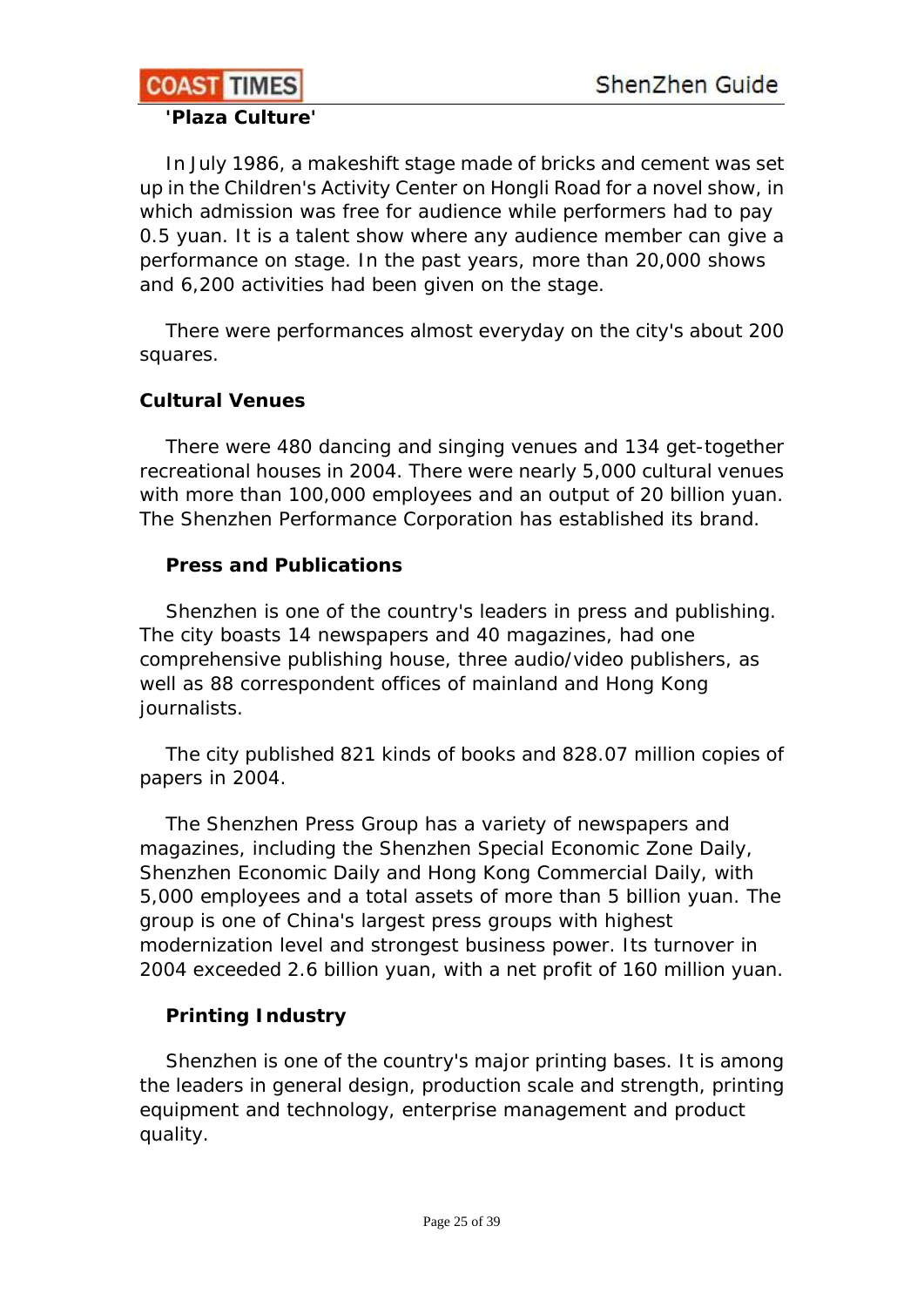**'Plaza Culture'**

In July 1986, a makeshift stage made of bricks and cement was set up in the Children's Activity Center on Hongli Road for a novel show, in which admission was free for audience while performers had to pay 0.5 yuan. It is a talent show where any audience member can give a performance on stage. In the past years, more than 20,000 shows and 6,200 activities had been given on the stage.

There were performances almost everyday on the city's about 200 squares.

**Cultural Venues**

There were 480 dancing and singing venues and 134 get-together recreational houses in 2004. There were nearly 5,000 cultural venues with more than 100,000 employees and an output of 20 billion yuan. The Shenzhen Performance Corporation has established its brand.

**Press and Publications**

Shenzhen is one of the country's leaders in press and publishing. The city boasts 14 newspapers and 40 magazines, had one comprehensive publishing house, three audio/video publishers, as well as 88 correspondent offices of mainland and Hong Kong journalists.

The city published 821 kinds of books and 828.07 million copies of papers in 2004.

The Shenzhen Press Group has a variety of newspapers and magazines, including the Shenzhen Special Economic Zone Daily, Shenzhen Economic Daily and Hong Kong Commercial Daily, with 5,000 employees and a total assets of more than 5 billion yuan. The group is one of China's largest press groups with highest modernization level and strongest business power. Its turnover in 2004 exceeded 2.6 billion yuan, with a net profit of 160 million yuan.

**Printing Industry**

Shenzhen is one of the country's major printing bases. It is among the leaders in general design, production scale and strength, printing equipment and technology, enterprise management and product quality.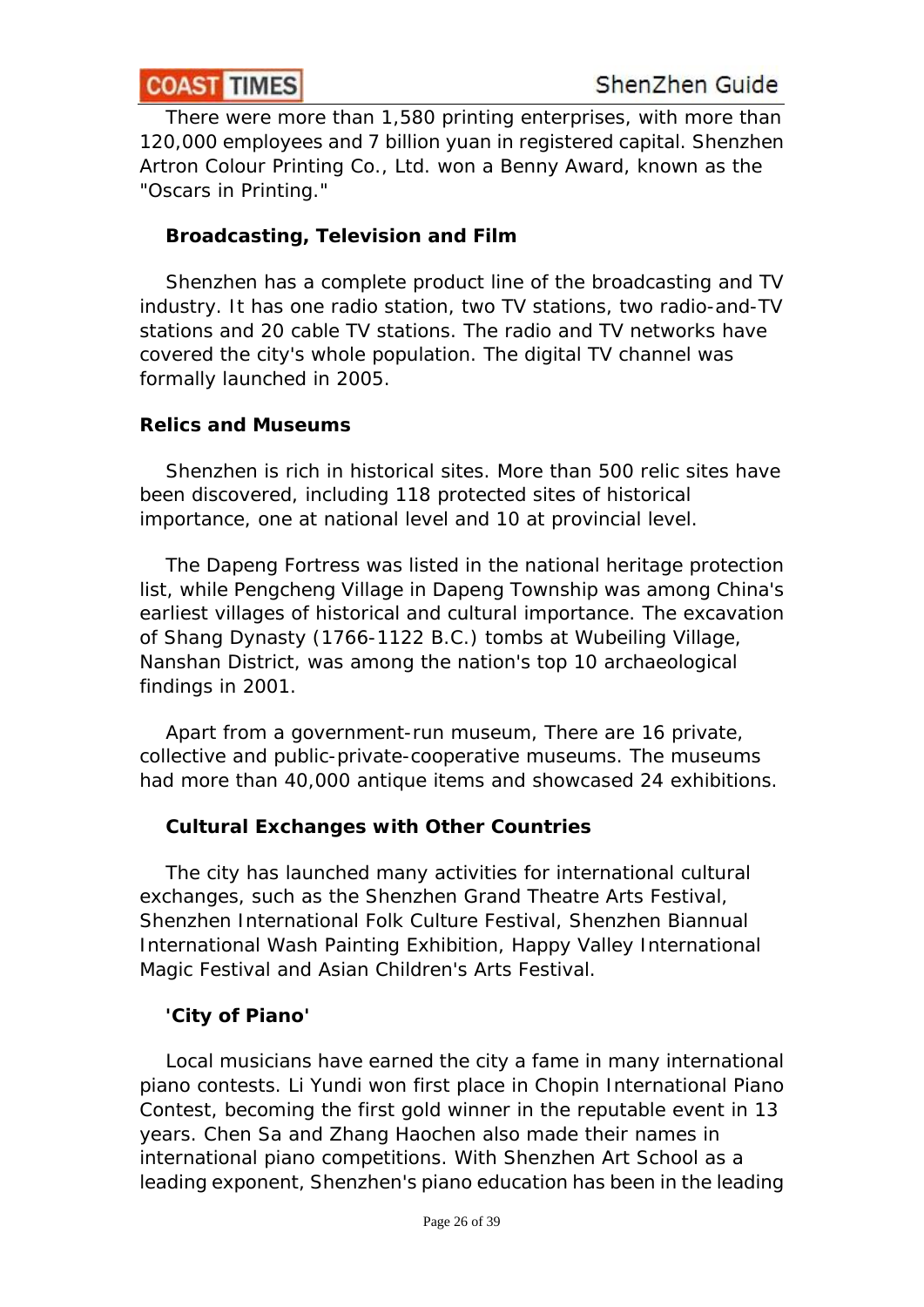There were more than 1,580 printing enterprises, with more than 120,000 employees and 7 billion yuan in registered capital. Shenzhen Artron Colour Printing Co., Ltd. won a Benny Award, known as the "Oscars in Printing."

**Broadcasting, Television and Film**

Shenzhen has a complete product line of the broadcasting and TV industry. It has one radio station, two TV stations, two radio-and-TV stations and 20 cable TV stations. The radio and TV networks have covered the city's whole population. The digital TV channel was formally launched in 2005.

**Relics and Museums**

Shenzhen is rich in historical sites. More than 500 relic sites have been discovered, including 118 protected sites of historical importance, one at national level and 10 at provincial level.

The Dapeng Fortress was listed in the national heritage protection list, while Pengcheng Village in Dapeng Township was among China's earliest villages of historical and cultural importance. The excavation of Shang Dynasty (1766-1122 B.C.) tombs at Wubeiling Village, Nanshan District, was among the nation's top 10 archaeological findings in 2001.

Apart from a government-run museum, There are 16 private, collective and public-private-cooperative museums. The museums had more than 40,000 antique items and showcased 24 exhibitions.

**Cultural Exchanges with Other Countries**

The city has launched many activities for international cultural exchanges, such as the Shenzhen Grand Theatre Arts Festival, Shenzhen International Folk Culture Festival, Shenzhen Biannual International Wash Painting Exhibition, Happy Valley International Magic Festival and Asian Children's Arts Festival.

**'City of Piano'**

Local musicians have earned the city a fame in many international piano contests. Li Yundi won first place in Chopin International Piano Contest, becoming the first gold winner in the reputable event in 13 years. Chen Sa and Zhang Haochen also made their names in international piano competitions. With Shenzhen Art School as a leading exponent, Shenzhen's piano education has been in the leading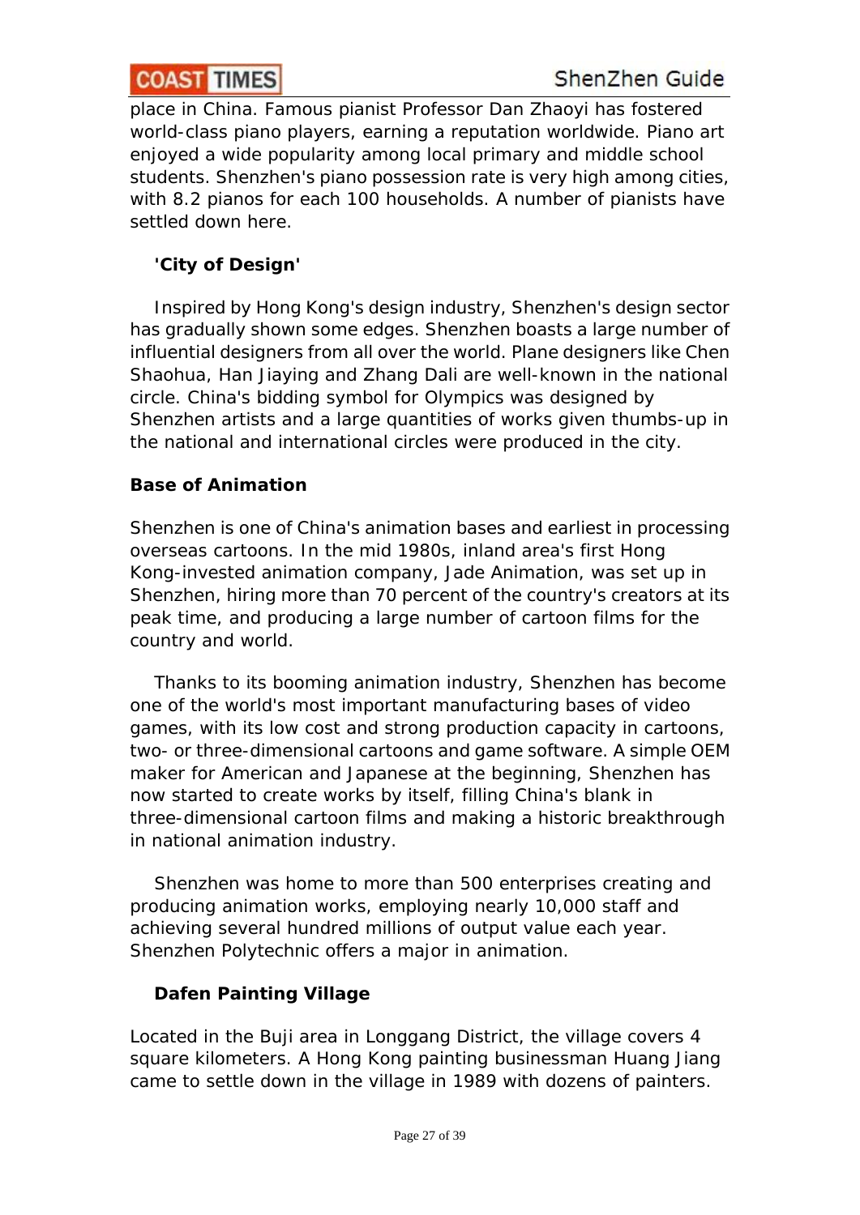place in China. Famous pianist Professor Dan Zhaoyi has fostered world-class piano players, earning a reputation worldwide. Piano art enjoyed a wide popularity among local primary and middle school students. Shenzhen's piano possession rate is very high among cities, with 8.2 pianos for each 100 households. A number of pianists have settled down here.

### 'City of Design'

Inspired by Hong Kong's design industry, Shenzhen's design sector has gradually shown some edges. Shenzhen boasts a large number of influential designers from all over the world. Plane designers like Chen Shaohua, Han Jiaying and Zhang Dali are well-known in the national circle. China's bidding symbol for Olympics was designed by Shenzhen artists and a large quantities of works given thumbs-up in the national and international circles were produced in the city.

### Base of Animation

Shenzhen is one of China's animation bases and earliest in processing overseas cartoons. In the mid 1980s, inland area's first Hong Kong-invested animation company, Jade Animation, was set up in Shenzhen, hiring more than 70 percent of the country's creators at its peak time, and producing a large number of cartoon films for the country and world.

Thanks to its booming animation industry, Shenzhen has become one of the world's most important manufacturing bases of video games, with its low cost and strong production capacity in cartoons, two- or three-dimensional cartoons and game software. A simple OEM maker for American and Japanese at the beginning, Shenzhen has now started to create works by itself, filling China's blank in three-dimensional cartoon films and making a historic breakthrough in national animation industry.

Shenzhen was home to more than 500 enterprises creating and producing animation works, employing nearly 10,000 staff and achieving several hundred millions of output value each year. Shenzhen Polytechnic offers a major in animation.

### Dafen Painting Village

Located in the Buji area in Longgang District, the village covers 4 square kilometers. A Hong Kong painting businessman Huang Jiang came to settle down in the village in 1989 with dozens of painters.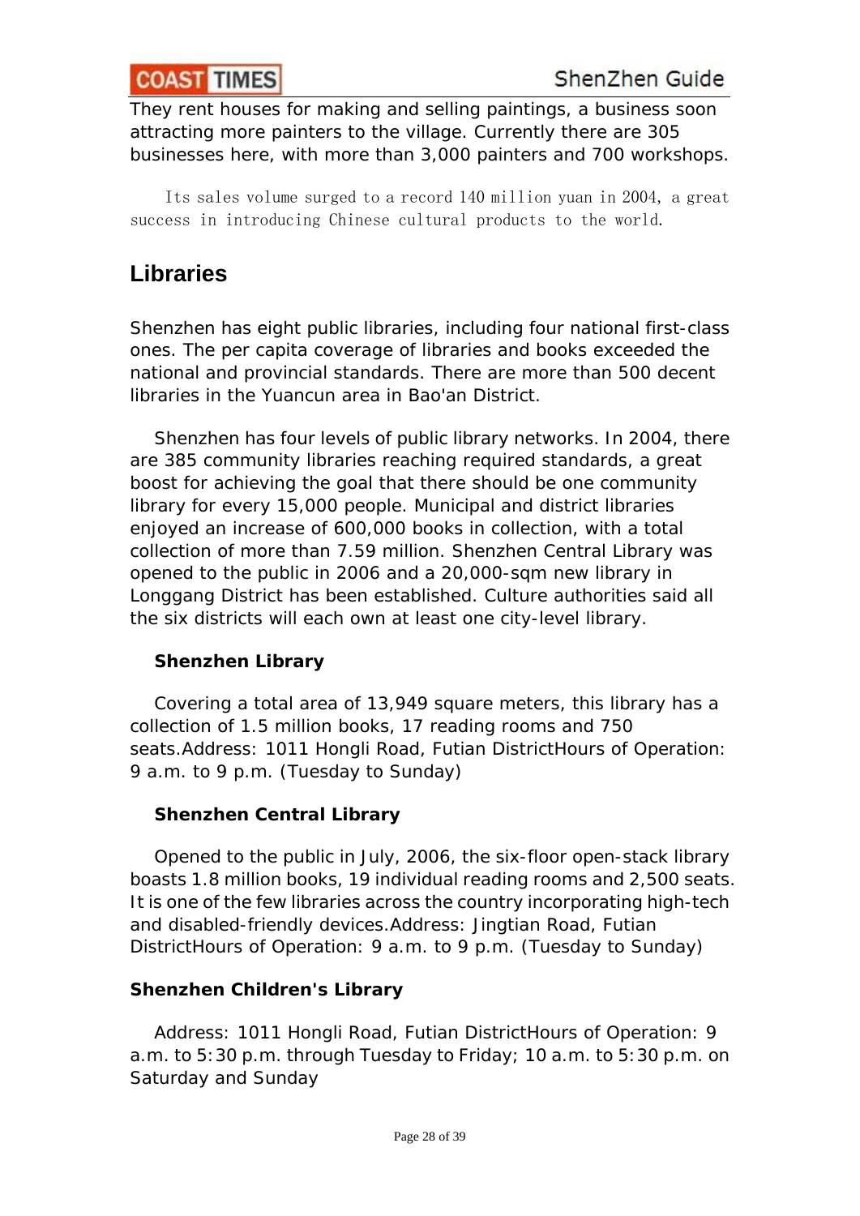They rent houses for making and selling paintings, a business soon attracting more painters to the village. Currently there are 305 businesses here, with more than 3,000 painters and 700 workshops.

Its sales volume surged to a record 140 million yuan in 2004, a great success in introducing Chinese cultural products to the world.

## Libraries

Shenzhen has eight public libraries, including four national first-class ones. The per capita coverage of libraries and books exceeded the national and provincial standards. There are more than 500 decent libraries in the Yuancun area in Bao'an District.

Shenzhen has four levels of public library networks. In 2004, there are 385 community libraries reaching required standards, a great boost for achieving the goal that there should be one community library for every 15,000 people. Municipal and district libraries enjoyed an increase of 600,000 books in collection, with a total collection of more than 7.59 million. Shenzhen Central Library was opened to the public in 2006 and a 20,000-sqm new library in Longgang District has been established. Culture authorities said all the six districts will each own at least one city-level library.

**Shenzhen Library**

Covering a total area of 13,949 square meters, this library has a collection of 1.5 million books, 17 reading rooms and 750 seats.Address: 1011 Hongli Road, Futian DistrictHours of Operation: 9 a.m. to 9 p.m. (Tuesday to Sunday)

**Shenzhen Central Library**

Opened to the public in July, 2006, the six-floor open-stack library boasts 1.8 million books, 19 individual reading rooms and 2,500 seats. It is one of the few libraries across the country incorporating high-tech and disabled-friendly devices.Address: Jingtian Road, Futian DistrictHours of Operation: 9 a.m. to 9 p.m. (Tuesday to Sunday)

**Shenzhen Children's Library**

Address: 1011 Hongli Road, Futian DistrictHours of Operation: 9 a.m. to 5:30 p.m. through Tuesday to Friday; 10 a.m. to 5:30 p.m. on Saturday and Sunday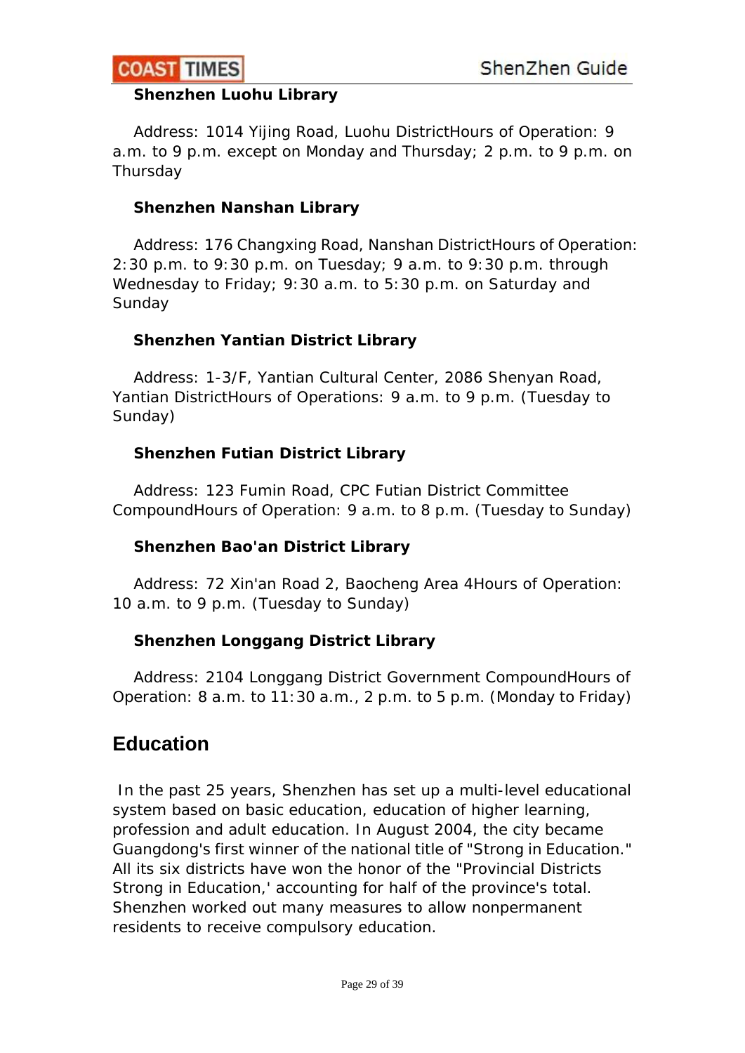**Shenzhen Luohu Library**

Address: 1014 Yijing Road, Luohu DistrictHours of Operation: 9 a.m. to 9 p.m. except on Monday and Thursday; 2 p.m. to 9 p.m. on Thursday

**Shenzhen Nanshan Library**

Address: 176 Changxing Road, Nanshan DistrictHours of Operation: 2:30 p.m. to 9:30 p.m. on Tuesday; 9 a.m. to 9:30 p.m. through Wednesday to Friday; 9:30 a.m. to 5:30 p.m. on Saturday and Sunday

**Shenzhen Yantian District Library**

Address: 1-3/F, Yantian Cultural Center, 2086 Shenyan Road, Yantian DistrictHours of Operations: 9 a.m. to 9 p.m. (Tuesday to Sunday)

**Shenzhen Futian District Library**

Address: 123 Fumin Road, CPC Futian District Committee CompoundHours of Operation: 9 a.m. to 8 p.m. (Tuesday to Sunday)

**Shenzhen Bao'an District Library**

Address: 72 Xin'an Road 2, Baocheng Area 4Hours of Operation: 10 a.m. to 9 p.m. (Tuesday to Sunday)

**Shenzhen Longgang District Library**

Address: 2104 Longgang District Government CompoundHours of Operation: 8 a.m. to 11:30 a.m., 2 p.m. to 5 p.m. (Monday to Friday)

## Education

In the past 25 years, Shenzhen has set up a multi-level educational system based on basic education, education of higher learning, profession and adult education. In August 2004, the city became Guangdong's first winner of the national title of "Strong in Education." All its six districts have won the honor of the "Provincial Districts Strong in Education,' accounting for half of the province's total. Shenzhen worked out many measures to allow nonpermanent residents to receive compulsory education.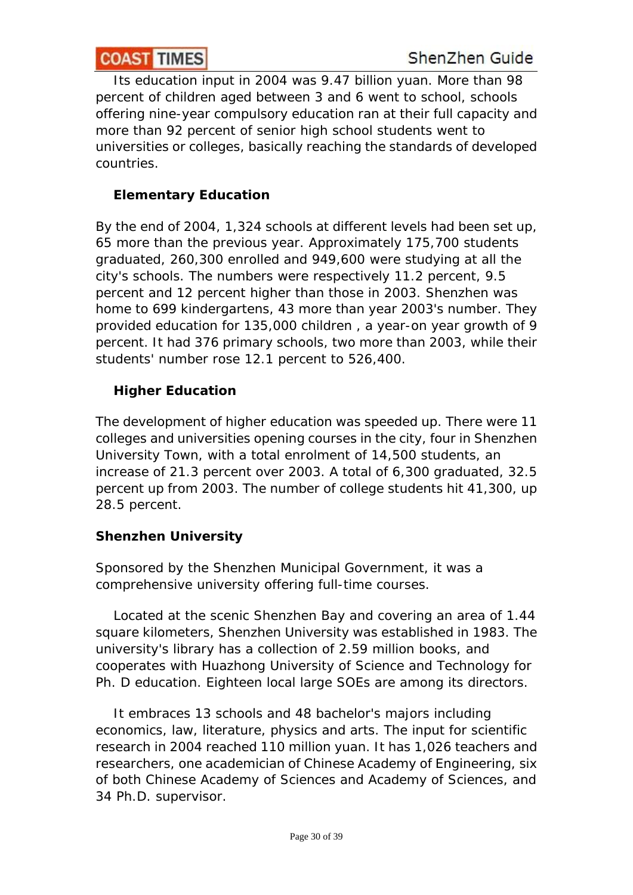Its education input in 2004 was 9.47 billion yuan. More than 98 percent of children aged between 3 and 6 went to school, schools offering nine-year compulsory education ran at their full capacity and more than 92 percent of senior high school students went to universities or colleges, basically reaching the standards of developed countries.

### Elementary Education

By the end of 2004, 1,324 schools at different levels had been set up, 65 more than the previous year. Approximately 175,700 students graduated, 260,300 enrolled and 949,600 were studying at all the city's schools. The numbers were respectively 11.2 percent, 9.5 percent and 12 percent higher than those in 2003. Shenzhen was home to 699 kindergartens, 43 more than year 2003's number. They provided education for 135,000 children , a year-on year growth of 9 percent. It had 376 primary schools, two more than 2003, while their students' number rose 12.1 percent to 526,400.

### Higher Education

The development of higher education was speeded up. There were 11 colleges and universities opening courses in the city, four in Shenzhen University Town, with a total enrolment of 14,500 students, an increase of 21.3 percent over 2003. A total of 6,300 graduated, 32.5 percent up from 2003. The number of college students hit 41,300, up 28.5 percent.

### Shenzhen University

Sponsored by the Shenzhen Municipal Government, it was a comprehensive university offering full-time courses.

Located at the scenic Shenzhen Bay and covering an area of 1.44 square kilometers, Shenzhen University was established in 1983. The university's library has a collection of 2.59 million books, and cooperates with Huazhong University of Science and Technology for Ph. D education. Eighteen local large SOEs are among its directors.

It embraces 13 schools and 48 bachelor's majors including economics, law, literature, physics and arts. The input for scientific research in 2004 reached 110 million yuan. It has 1,026 teachers and researchers, one academician of Chinese Academy of Engineering, six of both Chinese Academy of Sciences and Academy of Sciences, and 34 Ph.D. supervisor.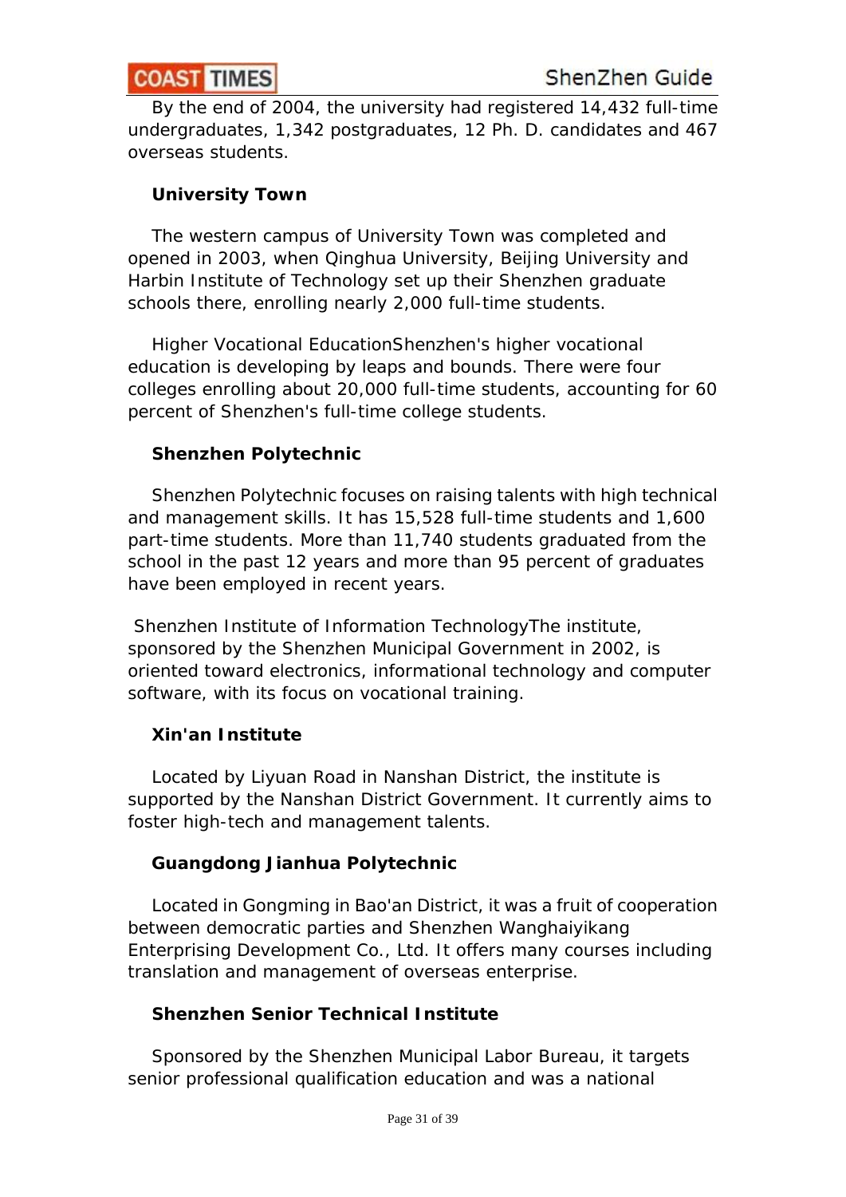By the end of 2004, the university had registered 14,432 full-time undergraduates, 1,342 postgraduates, 12 Ph. D. candidates and 467 overseas students.

**University Town**

The western campus of University Town was completed and opened in 2003, when Qinghua University, Beijing University and Harbin Institute of Technology set up their Shenzhen graduate schools there, enrolling nearly 2,000 full-time students.

Higher Vocational EducationShenzhen's higher vocational education is developing by leaps and bounds. There were four colleges enrolling about 20,000 full-time students, accounting for 60 percent of Shenzhen's full-time college students.

**Shenzhen Polytechnic**

Shenzhen Polytechnic focuses on raising talents with high technical and management skills. It has 15,528 full-time students and 1,600 part-time students. More than 11,740 students graduated from the school in the past 12 years and more than 95 percent of graduates have been employed in recent years.

Shenzhen Institute of Information TechnologyThe institute, sponsored by the Shenzhen Municipal Government in 2002, is oriented toward electronics, informational technology and computer software, with its focus on vocational training.

**Xin'an Institute**

Located by Liyuan Road in Nanshan District, the institute is supported by the Nanshan District Government. It currently aims to foster high-tech and management talents.

**Guangdong Jianhua Polytechnic**

Located in Gongming in Bao'an District, it was a fruit of cooperation between democratic parties and Shenzhen Wanghaiyikang Enterprising Development Co., Ltd. It offers many courses including translation and management of overseas enterprise.

**Shenzhen Senior Technical Institute**

Sponsored by the Shenzhen Municipal Labor Bureau, it targets senior professional qualification education and was a national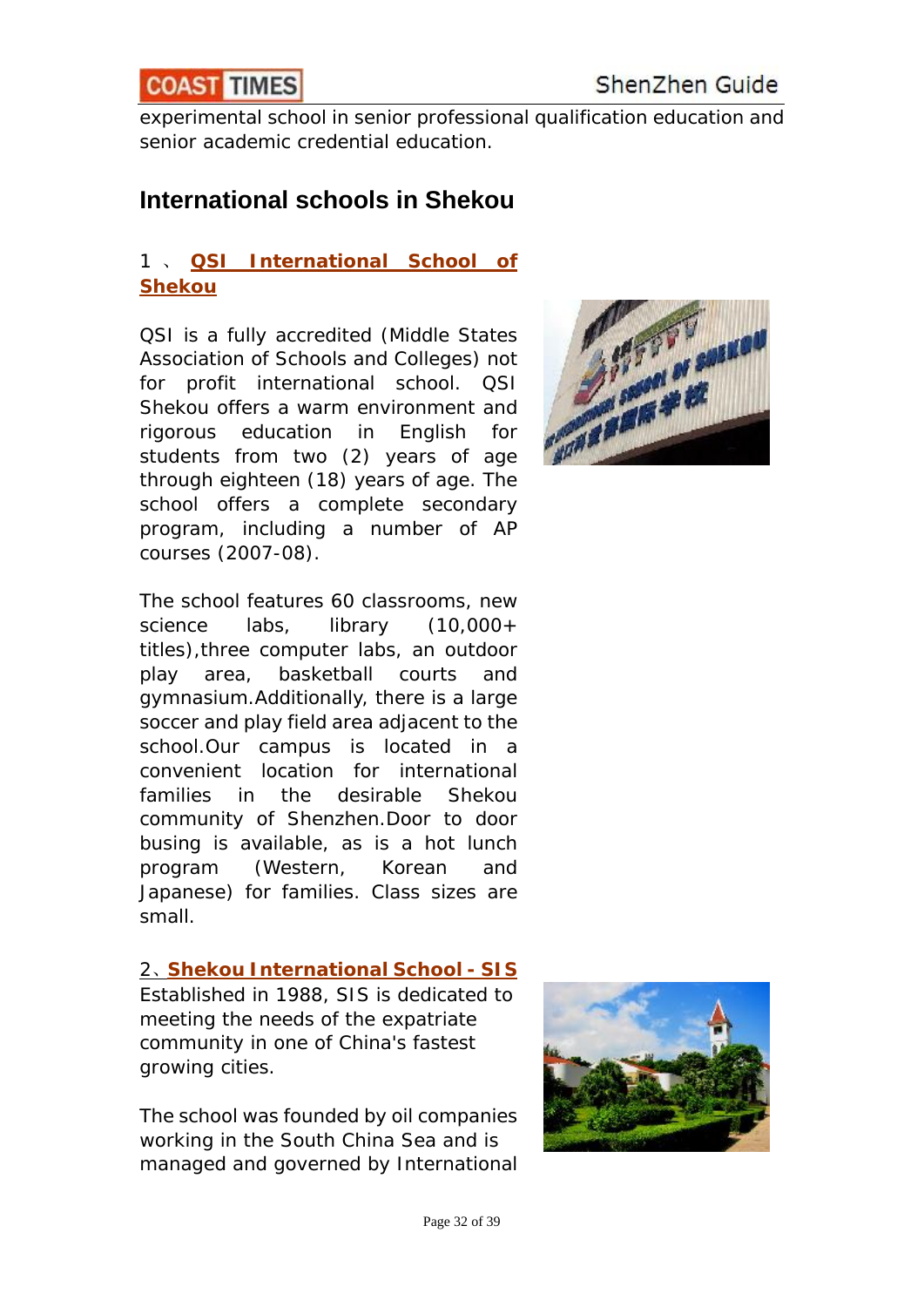experimental school in senior professional qualification education and senior academic credential education.

## International schools in Shekou

### 1 、**QSI International School of Shekou**

QSI is a fully accredited (Middle States Association of Schools and Colleges) not for profit international school. QSI Shekou offers a warm environment and rigorous education in English for students from two (2) years of age through eighteen (18) years of age. The school offers a complete secondary program, including a number of AP courses (2007-08).

The school features 60 classrooms, new science labs, library (10,000+ titles),three computer labs, an outdoor play area, basketball courts and gymnasium.Additionally, there is a large soccer and play field area adjacent to the school.Our campus is located in a convenient location for international families in the desirable Shekou community of Shenzhen.Door to door busing is available, as is a hot lunch program (Western, Korean and Japanese) for families. Class sizes are small.

### 2、**Shekou International School - SIS**

Established in 1988, SIS is dedicated to meeting the needs of the expatriate community in one of China's fastest growing cities.

The school was founded by oil companies working in the South China Sea and is managed and governed by International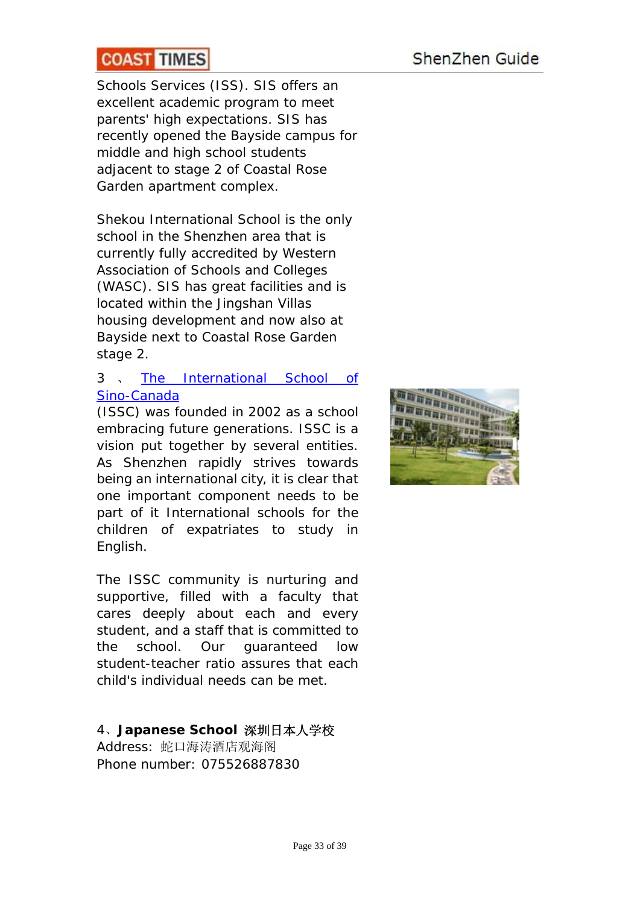Schools Services (ISS). SIS offers an excellent academic program to meet parents' high expectations. SIS has recently opened the Bayside campus for middle and high school students adjacent to stage 2 of Coastal Rose Garden apartment complex.

Shekou International School is the only school in the Shenzhen area that is currently fully accredited by Western Association of Schools and Colleges (WASC). SIS has great facilities and is located within the Jingshan Villas housing development and now also at Bayside next to Coastal Rose Garden stage 2.

3、The International School of Sino-Canada

(ISSC) was founded in 2002 as a school embracing future generations. ISSC is a vision put together by several entities. As Shenzhen rapidly strives towards being an international city, it is clear that one important component needs to be part of it International schools for the children of expatriates to study in English.

The ISSC community is nurturing and supportive, filled with a faculty that cares deeply about each and every student, and a staff that is committed to the school. Our guaranteed low student-teacher ratio assures that each child's individual needs can be met.

4、**Japanese School** 深圳日本人学校

Address: 蛇口海涛酒店观海阁

Phone number: 075526887830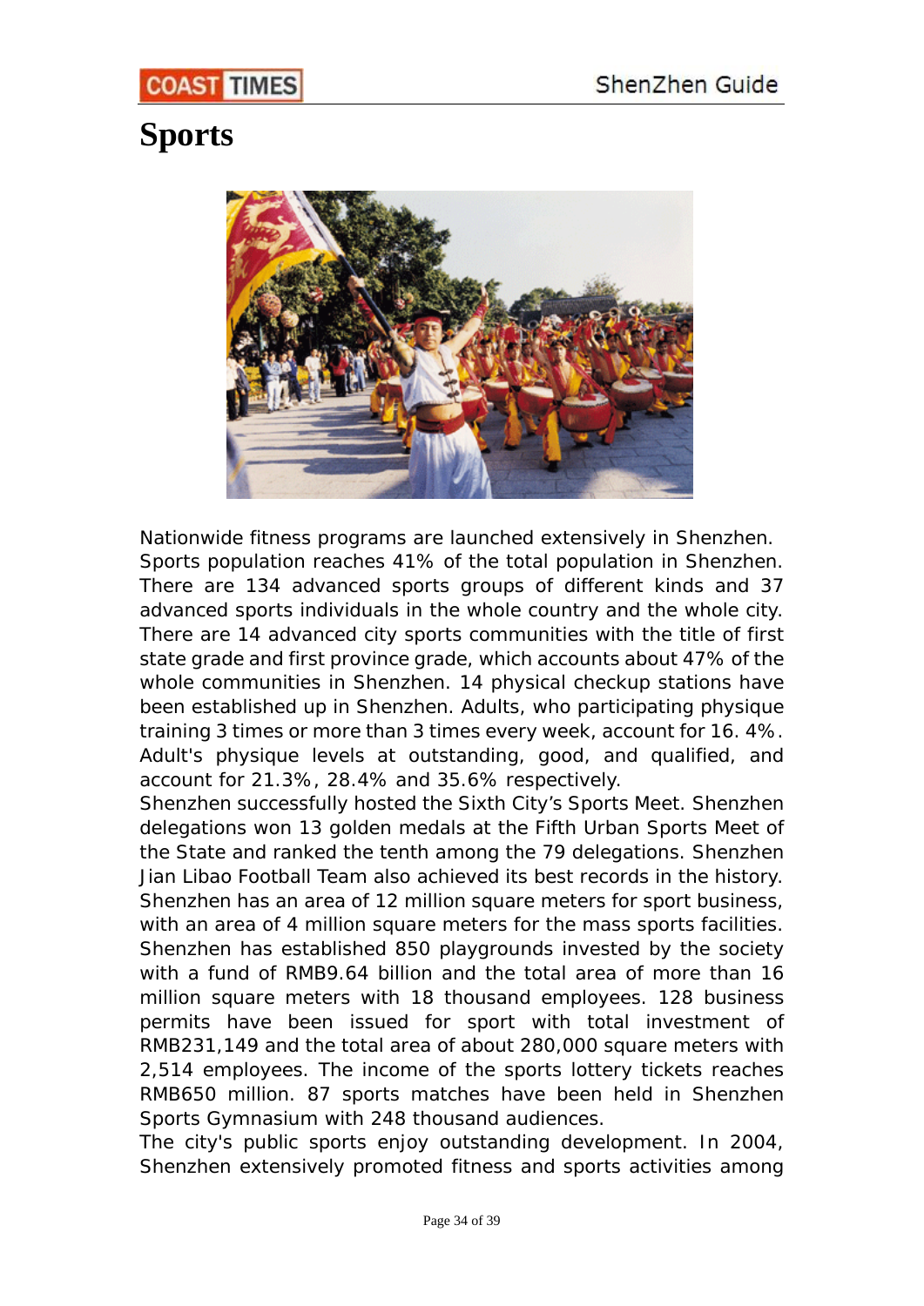# Sports

Nationwide fitness programs are launched extensively in Shenzhen. Sports population reaches 41% of the total population in Shenzhen. There are 134 advanced sports groups of different kinds and 37 advanced sports individuals in the whole country and the whole city. There are 14 advanced city sports communities with the title of first state grade and first province grade, which accounts about 47% of the whole communities in Shenzhen. 14 physical checkup stations have been established up in Shenzhen. Adults, who participating physique training 3 times or more than 3 times every week, account for 16. 4%. Adult's physique levels at outstanding, good, and qualified, and account for 21.3%, 28.4% and 35.6% respectively.

Shenzhen successfully hosted the Sixth City's Sports Meet. Shenzhen delegations won 13 golden medals at the Fifth Urban Sports Meet of the State and ranked the tenth among the 79 delegations. Shenzhen Jian Libao Football Team also achieved its best records in the history. Shenzhen has an area of 12 million square meters for sport business, with an area of 4 million square meters for the mass sports facilities. Shenzhen has established 850 playgrounds invested by the society with a fund of RMB9.64 billion and the total area of more than 16 million square meters with 18 thousand employees. 128 business permits have been issued for sport with total investment of RMB231,149 and the total area of about 280,000 square meters with 2,514 employees. The income of the sports lottery tickets reaches RMB650 million. 87 sports matches have been held in Shenzhen Sports Gymnasium with 248 thousand audiences.

The city's public sports enjoy outstanding development. In 2004, Shenzhen extensively promoted fitness and sports activities among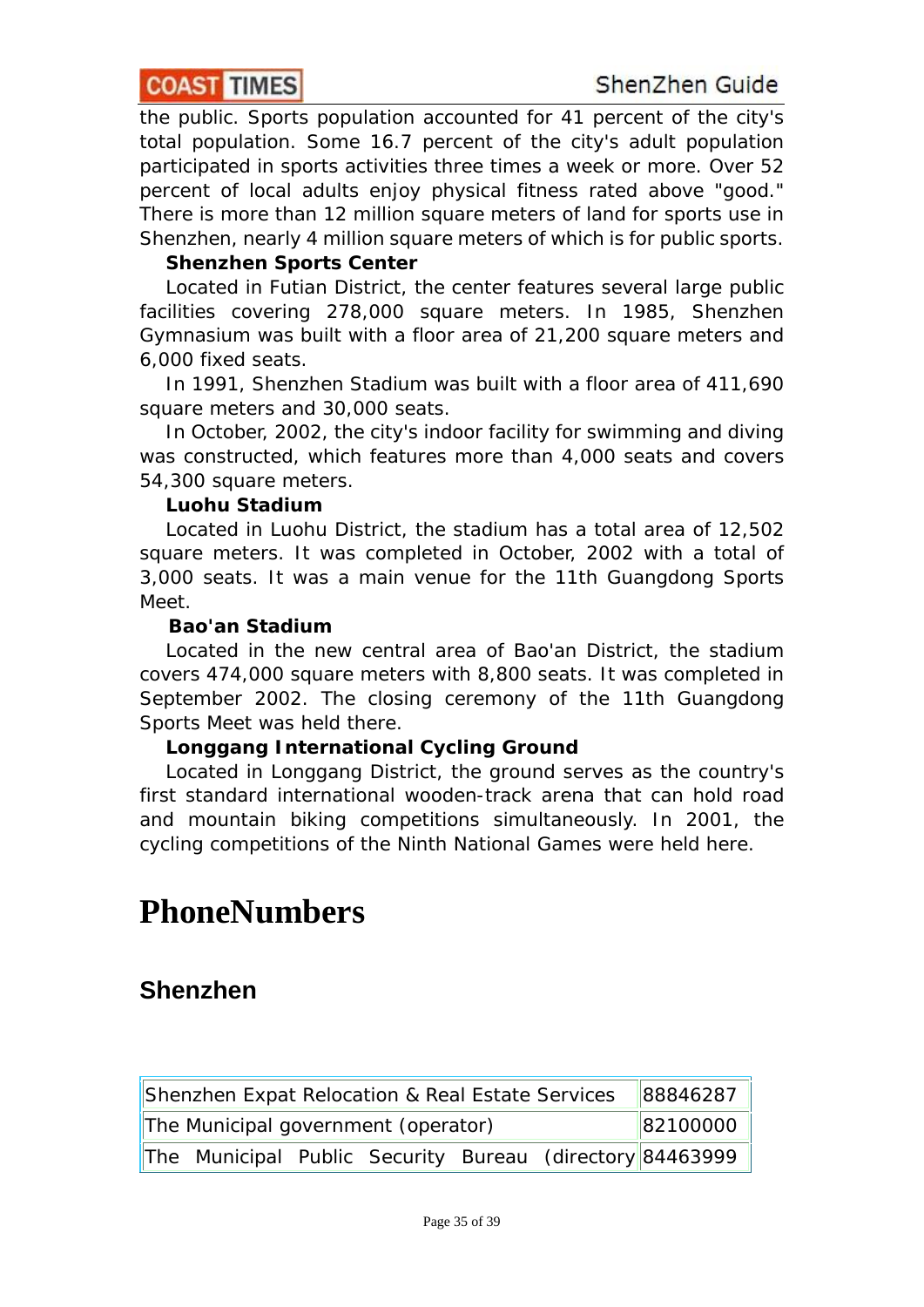the public. Sports population accounted for 41 percent of the city's total population. Some 16.7 percent of the city's adult population participated in sports activities three times a week or more. Over 52 percent of local adults enjoy physical fitness rated above "good." There is more than 12 million square meters of land for sports use in Shenzhen, nearly 4 million square meters of which is for public sports.

**Shenzhen Sports Center**

Located in Futian District, the center features several large public facilities covering 278,000 square meters. In 1985, Shenzhen Gymnasium was built with a floor area of 21,200 square meters and 6,000 fixed seats.

In 1991, Shenzhen Stadium was built with a floor area of 411,690 square meters and 30,000 seats.

In October, 2002, the city's indoor facility for swimming and diving was constructed, which features more than 4,000 seats and covers 54,300 square meters.

**Luohu Stadium**

Located in Luohu District, the stadium has a total area of 12,502 square meters. It was completed in October, 2002 with a total of 3,000 seats. It was a main venue for the 11th Guangdong Sports Meet.

**Bao'an Stadium**

Located in the new central area of Bao'an District, the stadium covers 474,000 square meters with 8,800 seats. It was completed in September 2002. The closing ceremony of the 11th Guangdong Sports Meet was held there.

**Longgang International Cycling Ground**

Located in Longgang District, the ground serves as the country's first standard international wooden-track arena that can hold road and mountain biking competitions simultaneously. In 2001, the cycling competitions of the Ninth National Games were held here.

# PhoneNumbers

## Shenzhen

| | |
|---|---|
| Shenzhen Expat Relocation & Real Estate Services | 88846287 |
| The Municipal government (operator) | 82100000 |
| The Municipal Public Security Bureau (directory | 84463999 |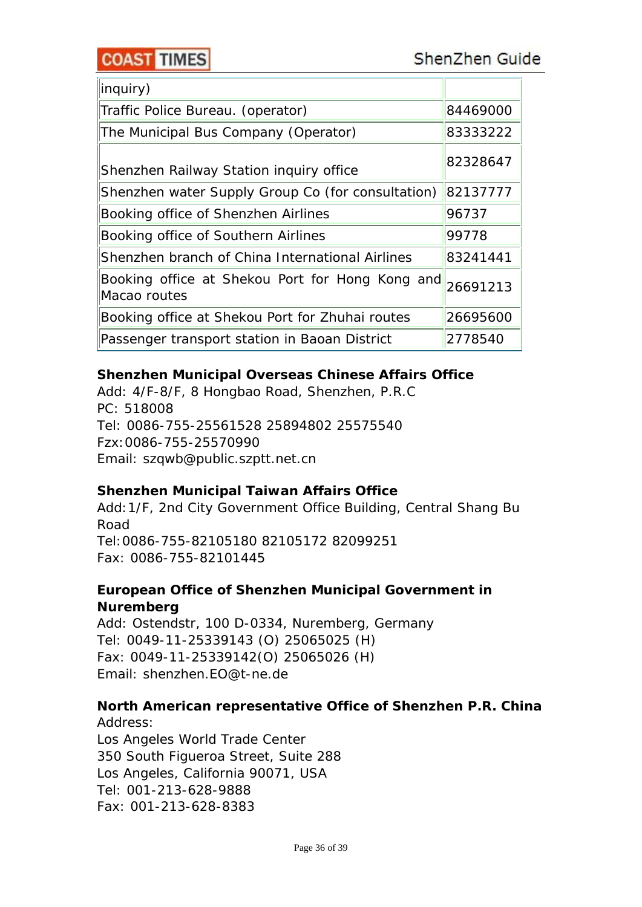| | |
|---|---|
| inquiry) | |
| Traffic Police Bureau. (operator) | 84469000 |
| The Municipal Bus Company (Operator) | 83333222 |
| Shenzhen Railway Station inquiry office | 82328647 |
| Shenzhen water Supply Group Co (for consultation) | 82137777 |
| Booking office of Shenzhen Airlines | 96737 |
| Booking office of Southern Airlines | 99778 |
| Shenzhen branch of China International Airlines | 83241441 |
| Booking office at Shekou Port for Hong Kong and Macao routes | 26691213 |
| Booking office at Shekou Port for Zhuhai routes | 26695600 |
| Passenger transport station in Baoan District | 2778540 |

**Shenzhen Municipal Overseas Chinese Affairs Office**
Add: 4/F-8/F, 8 Hongbao Road, Shenzhen, P.R.C
PC: 518008
Tel: 0086-755-25561528 25894802 25575540
Fzx:0086-755-25570990
Email: szqwb@public.szptt.net.cn

**Shenzhen Municipal Taiwan Affairs Office**
Add:1/F, 2nd City Government Office Building, Central Shang Bu Road
Tel:0086-755-82105180 82105172 82099251
Fax: 0086-755-82101445

**European Office of Shenzhen Municipal Government in Nuremberg**
Add: Ostendstr, 100 D-0334, Nuremberg, Germany
Tel: 0049-11-25339143 (O) 25065025 (H)
Fax: 0049-11-25339142(O) 25065026 (H)
Email: shenzhen.EO@t-ne.de

**North American representative Office of Shenzhen P.R. China**
Address:
Los Angeles World Trade Center
350 South Figueroa Street, Suite 288
Los Angeles, California 90071, USA
Tel: 001-213-628-9888
Fax: 001-213-628-8383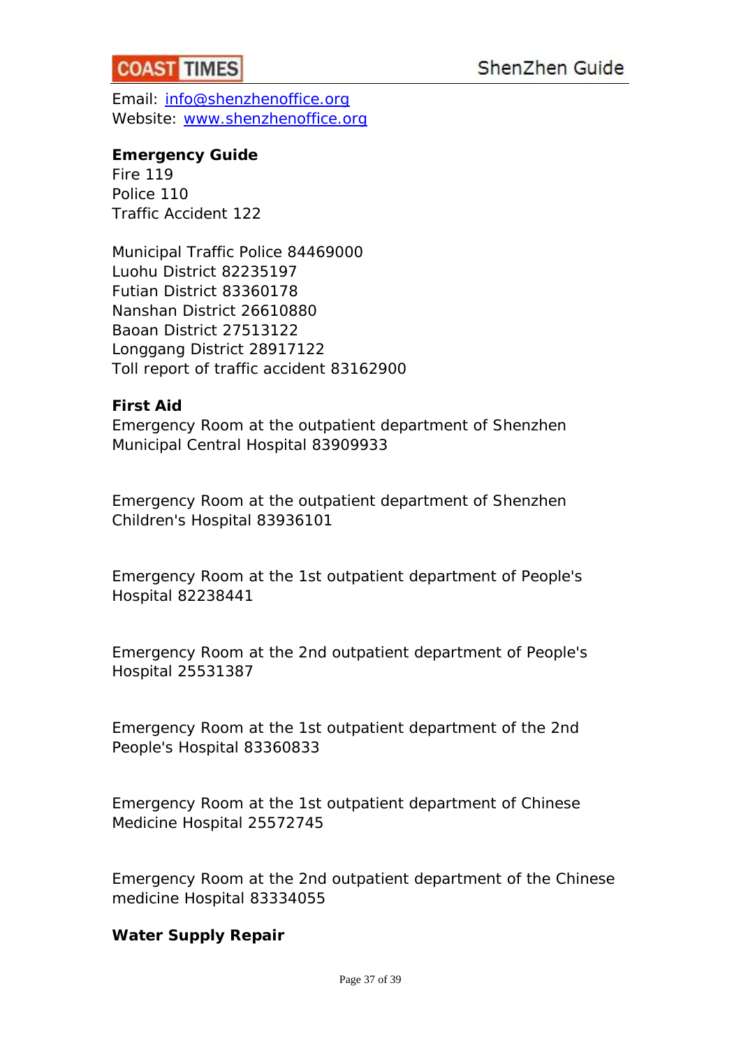Email: info@shenzhenoffice.org
Website: www.shenzhenoffice.org

**Emergency Guide**
Fire 119
Police 110
Traffic Accident 122

Municipal Traffic Police 84469000
Luohu District 82235197
Futian District 83360178
Nanshan District 26610880
Baoan District 27513122
Longgang District 28917122
Toll report of traffic accident 83162900

**First Aid**
Emergency Room at the outpatient department of Shenzhen Municipal Central Hospital 83909933

Emergency Room at the outpatient department of Shenzhen Children's Hospital 83936101

Emergency Room at the 1st outpatient department of People's Hospital 82238441

Emergency Room at the 2nd outpatient department of People's Hospital 25531387

Emergency Room at the 1st outpatient department of the 2nd People's Hospital 83360833

Emergency Room at the 1st outpatient department of Chinese Medicine Hospital 25572745

Emergency Room at the 2nd outpatient department of the Chinese medicine Hospital 83334055

**Water Supply Repair**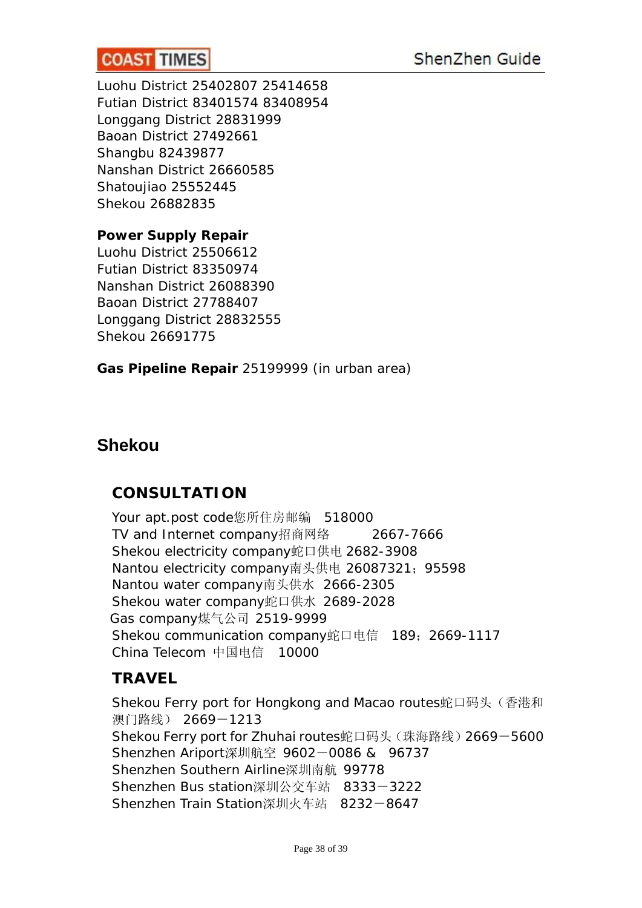Luohu District 25402807 25414658
Futian District 83401574 83408954
Longgang District 28831999
Baoan District 27492661
Shangbu 82439877
Nanshan District 26660585
Shatoujiao 25552445
Shekou 26882835

**Power Supply Repair**
Luohu District 25506612
Futian District 83350974
Nanshan District 26088390
Baoan District 27788407
Longgang District 28832555
Shekou 26691775

**Gas Pipeline Repair** 25199999 (in urban area)

## Shekou

### CONSULTATION

Your apt.post code您所住房邮编 518000
TV and Internet company招商网络 2667-7666
Shekou electricity company蛇口供电 2682-3908
Nantou electricity company南头供电 26087321；95598
Nantou water company南头供水 2666-2305
Shekou water company蛇口供水 2689-2028
Gas company煤气公司 2519-9999
Shekou communication company蛇口电信 189；2669-1117
China Telecom 中国电信 10000

### TRAVEL

Shekou Ferry port for Hongkong and Macao routes蛇口码头（香港和澳门路线） 2669－1213
Shekou Ferry port for Zhuhai routes蛇口码头（珠海路线）2669－5600
Shenzhen Ariport深圳航空 9602－0086 & 96737
Shenzhen Southern Airline深圳南航 99778
Shenzhen Bus station深圳公交车站 8333－3222
Shenzhen Train Station深圳火车站 8232－8647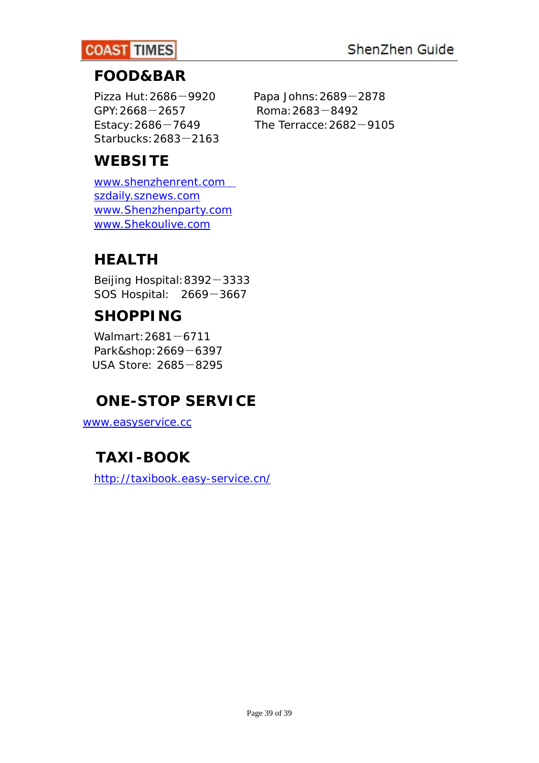## FOOD&BAR

Pizza Hut: 2686—9920
GPY: 2668—2657
Estacy: 2686—7649
Starbucks: 2683—2163
Papa Johns: 2689—2878
Roma: 2683—8492
The Terracce: 2682—9105

## WEBSITE

www.shenzhenrent.com
szdaily.sznews.com
www.Shenzhenparty.com
www.Shekoulive.com

## HEALTH

Beijing Hospital: 8392—3333
SOS Hospital: 2669—3667

## SHOPPING

Walmart: 2681—6711
Park&shop: 2669—6397
USA Store: 2685—8295

## ONE-STOP SERVICE

www.easyservice.cc

## TAXI-BOOK

http://taxibook.easy-service.cn/